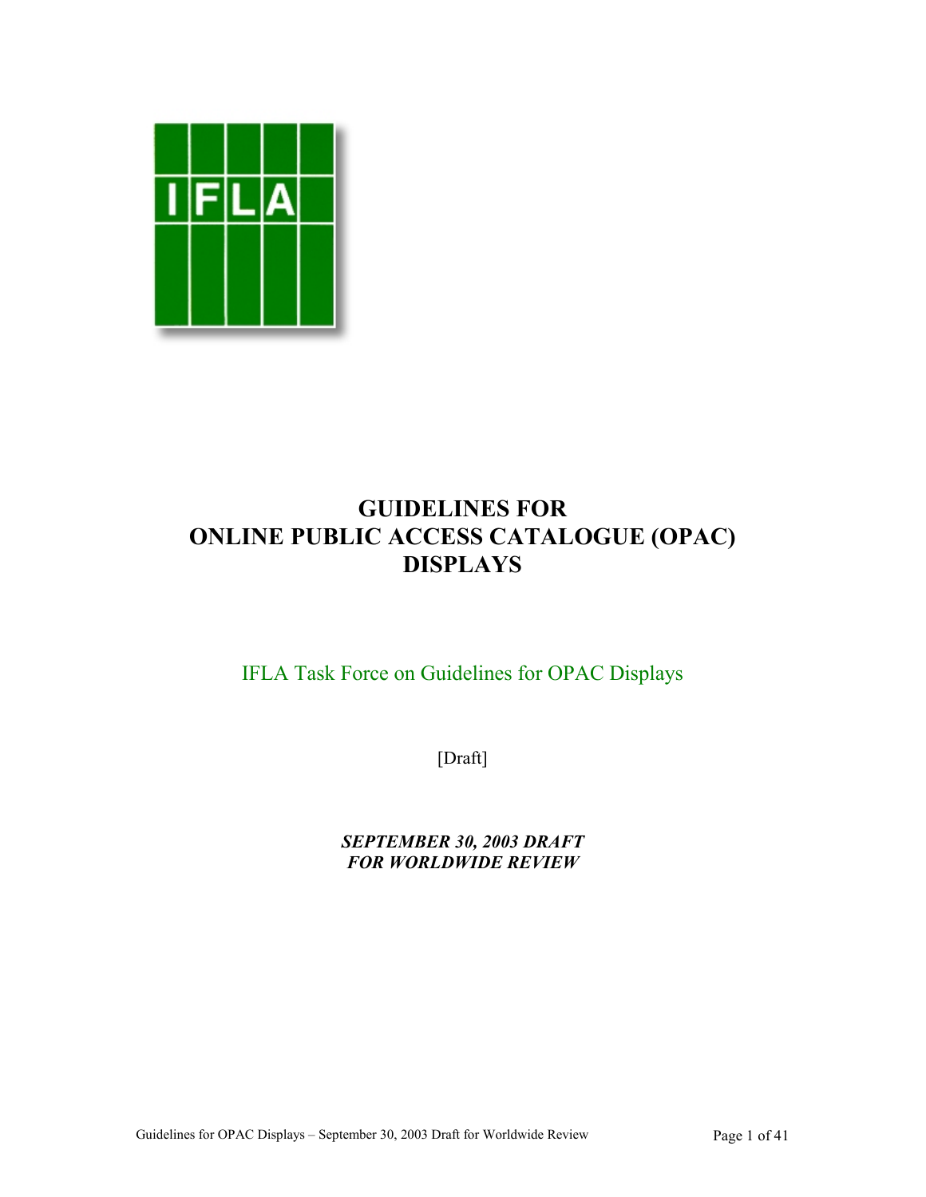# GUIDELINES FOR ONLINE PUBLIC ACCESS CATALOGUE (OPAC) DISPLAYS

IFLA Task Force on Guidelines for OPAC Displays

[Draft]

***SEPTEMBER 30, 2003 DRAFT***
***FOR WORLDWIDE REVIEW***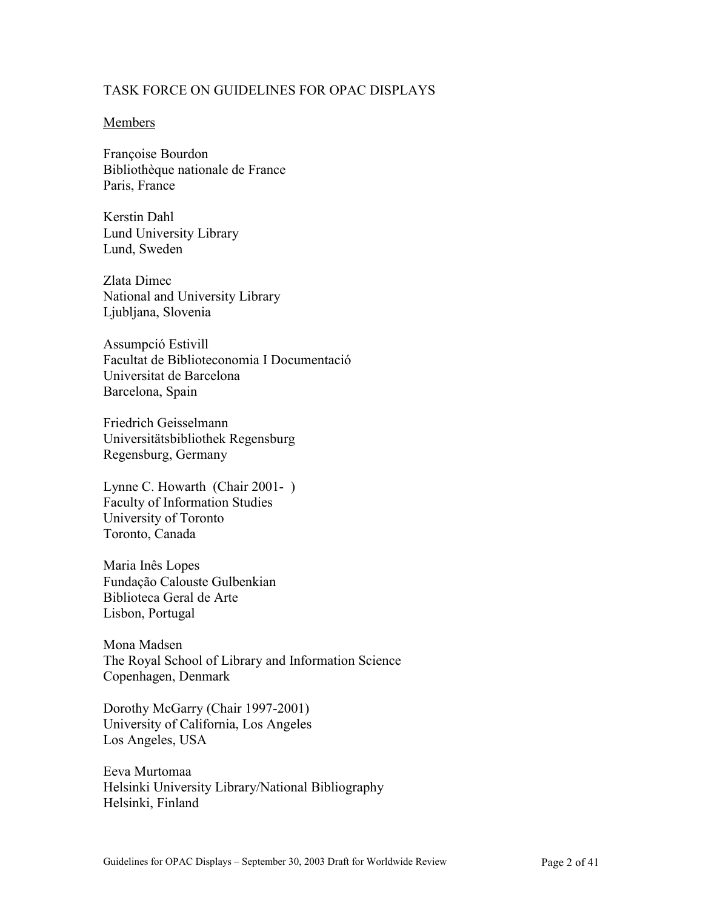TASK FORCE ON GUIDELINES FOR OPAC DISPLAYS

Members

Françoise Bourdon
Bibliothèque nationale de France
Paris, France

Kerstin Dahl
Lund University Library
Lund, Sweden

Zlata Dimec
National and University Library
Ljubljana, Slovenia

Assumpció Estivill
Facultat de Biblioteconomia I Documentació
Universitat de Barcelona
Barcelona, Spain

Friedrich Geisselmann
Universitätsbibliothek Regensburg
Regensburg, Germany

Lynne C. Howarth (Chair 2001- )
Faculty of Information Studies
University of Toronto
Toronto, Canada

Maria Inês Lopes
Fundação Calouste Gulbenkian
Biblioteca Geral de Arte
Lisbon, Portugal

Mona Madsen
The Royal School of Library and Information Science
Copenhagen, Denmark

Dorothy McGarry (Chair 1997-2001)
University of California, Los Angeles
Los Angeles, USA

Eeva Murtomaa
Helsinki University Library/National Bibliography
Helsinki, Finland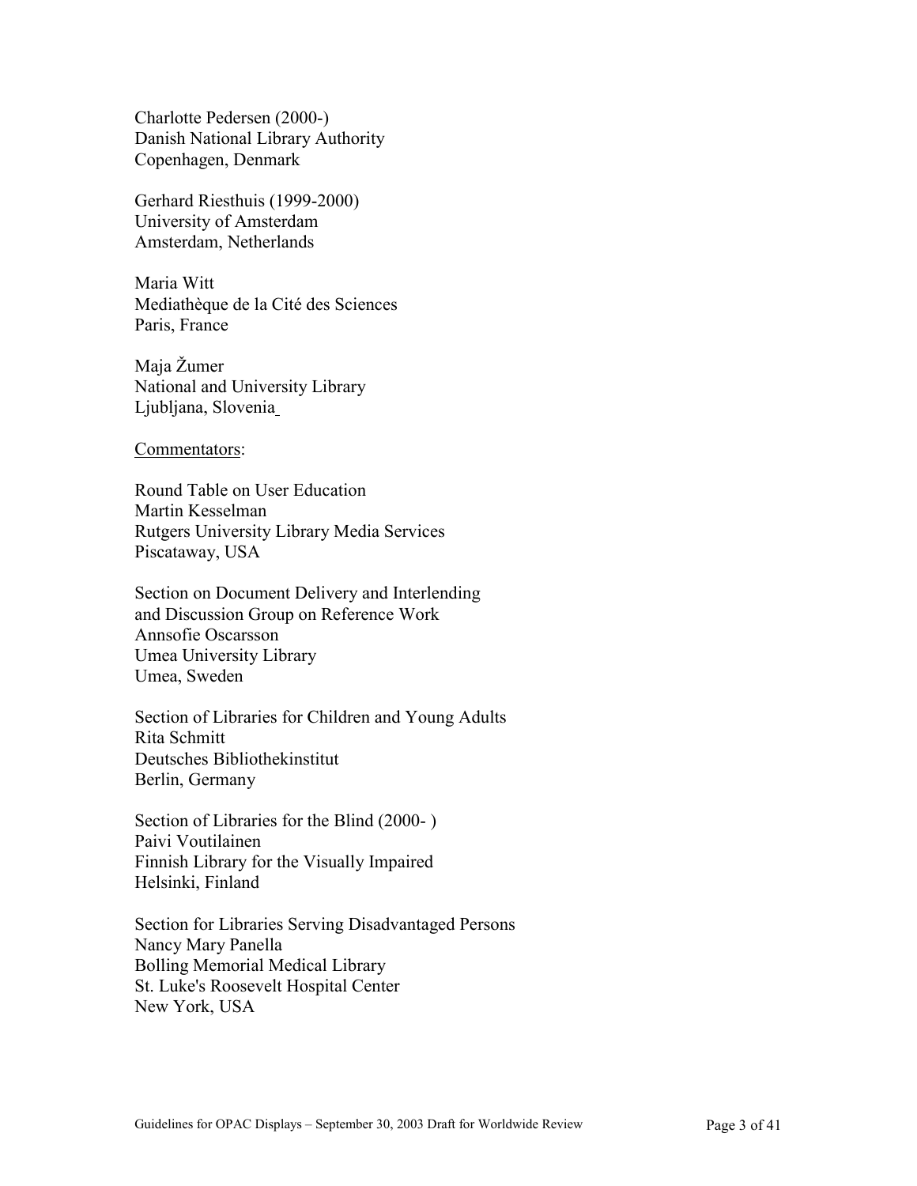Charlotte Pedersen (2000-)
Danish National Library Authority
Copenhagen, Denmark

Gerhard Riesthuis (1999-2000)
University of Amsterdam
Amsterdam, Netherlands

Maria Witt
Mediathèque de la Cité des Sciences
Paris, France

Maja Žumer
National and University Library
Ljubljana, Slovenia

<u>Commentators</u>:

Round Table on User Education
Martin Kesselman
Rutgers University Library Media Services
Piscataway, USA

Section on Document Delivery and Interlending
and Discussion Group on Reference Work
Annsofie Oscarsson
Umea University Library
Umea, Sweden

Section of Libraries for Children and Young Adults
Rita Schmitt
Deutsches Bibliothekinstitut
Berlin, Germany

Section of Libraries for the Blind (2000- )
Paivi Voutilainen
Finnish Library for the Visually Impaired
Helsinki, Finland

Section for Libraries Serving Disadvantaged Persons
Nancy Mary Panella
Bolling Memorial Medical Library
St. Luke's Roosevelt Hospital Center
New York, USA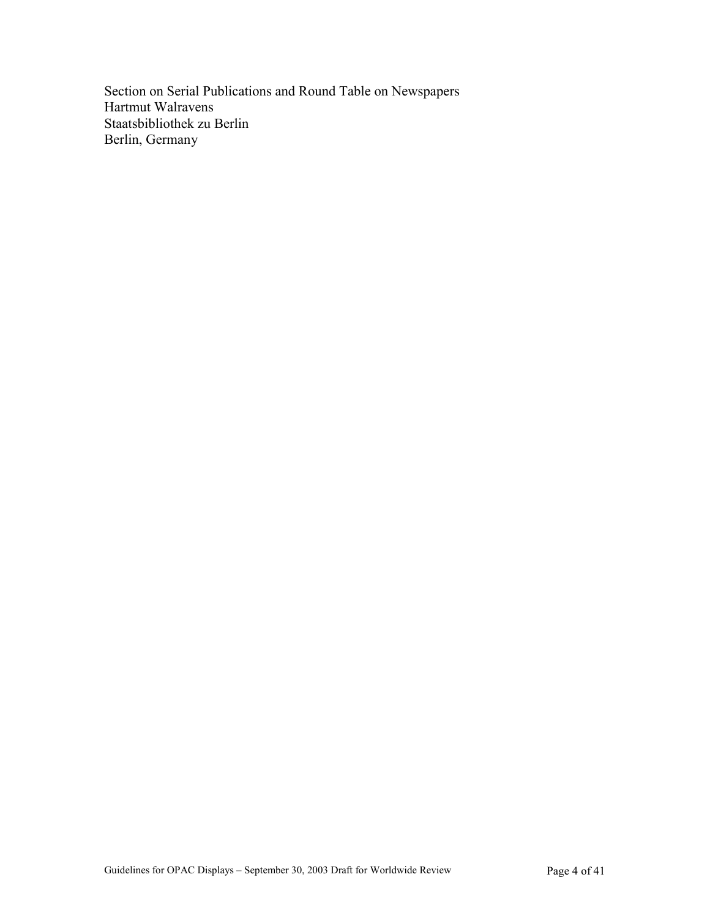Section on Serial Publications and Round Table on Newspapers
Hartmut Walravens
Staatsbibliothek zu Berlin
Berlin, Germany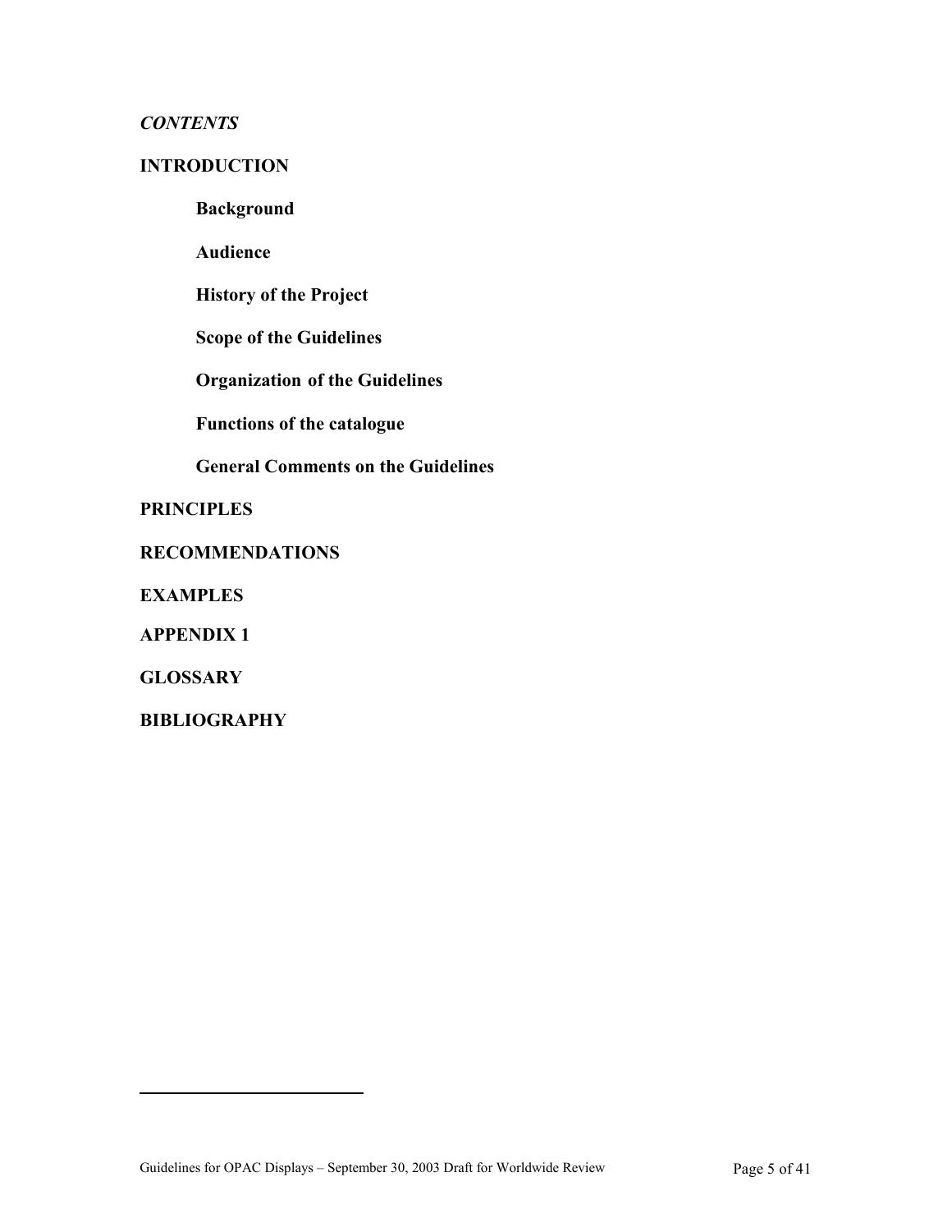***CONTENTS***

**INTRODUCTION**

- **Background**
- **Audience**
- **History of the Project**
- **Scope of the Guidelines**
- **Organization of the Guidelines**
- **Functions of the catalogue**
- **General Comments on the Guidelines**

**PRINCIPLES**

**RECOMMENDATIONS**

**EXAMPLES**

**APPENDIX 1**

**GLOSSARY**

**BIBLIOGRAPHY**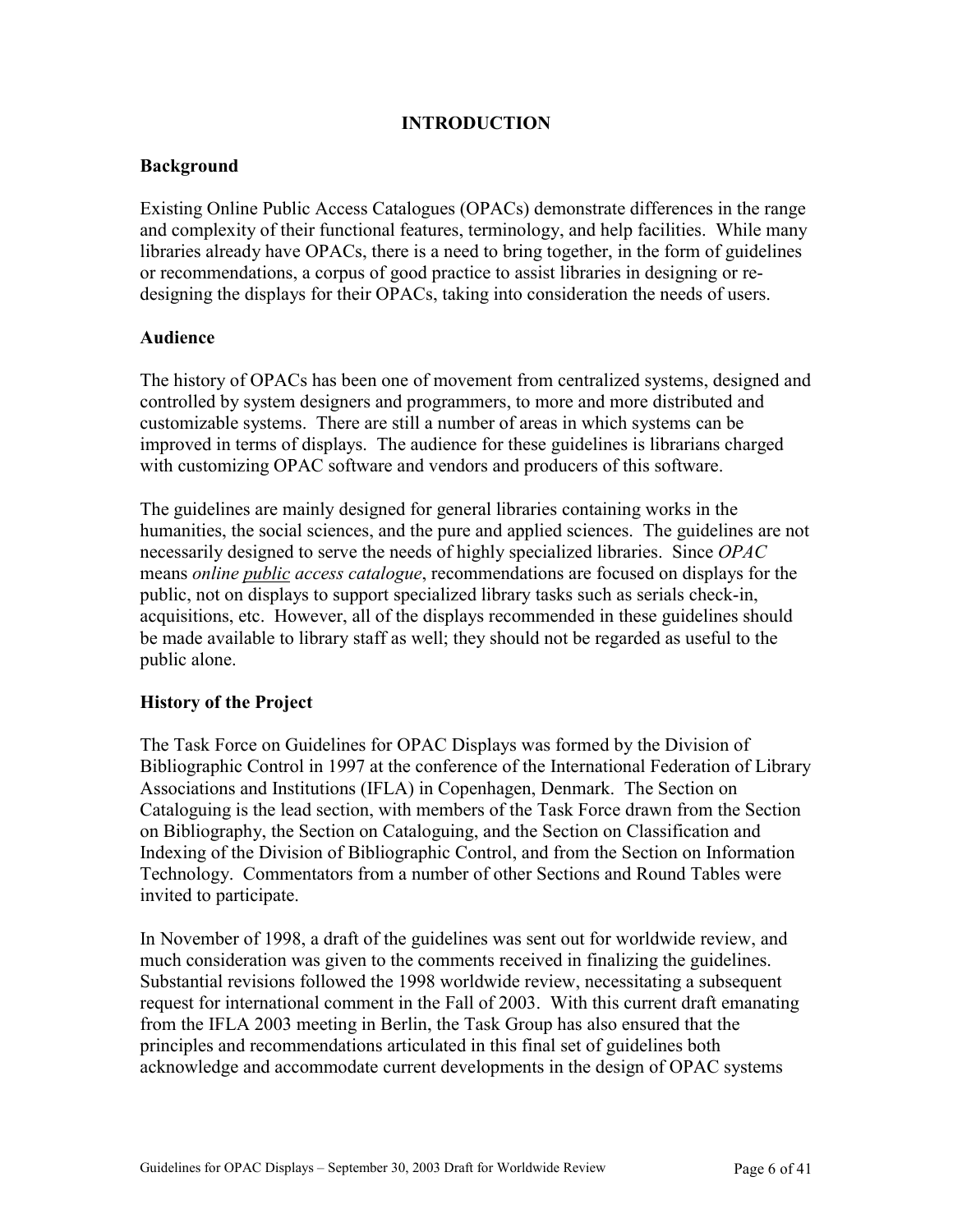# INTRODUCTION

## Background

Existing Online Public Access Catalogues (OPACs) demonstrate differences in the range and complexity of their functional features, terminology, and help facilities. While many libraries already have OPACs, there is a need to bring together, in the form of guidelines or recommendations, a corpus of good practice to assist libraries in designing or re-designing the displays for their OPACs, taking into consideration the needs of users.

## Audience

The history of OPACs has been one of movement from centralized systems, designed and controlled by system designers and programmers, to more and more distributed and customizable systems. There are still a number of areas in which systems can be improved in terms of displays. The audience for these guidelines is librarians charged with customizing OPAC software and vendors and producers of this software.

The guidelines are mainly designed for general libraries containing works in the humanities, the social sciences, and the pure and applied sciences. The guidelines are not necessarily designed to serve the needs of highly specialized libraries. Since *OPAC* means *online <u>public</u> access catalogue*, recommendations are focused on displays for the public, not on displays to support specialized library tasks such as serials check-in, acquisitions, etc. However, all of the displays recommended in these guidelines should be made available to library staff as well; they should not be regarded as useful to the public alone.

## History of the Project

The Task Force on Guidelines for OPAC Displays was formed by the Division of Bibliographic Control in 1997 at the conference of the International Federation of Library Associations and Institutions (IFLA) in Copenhagen, Denmark. The Section on Cataloguing is the lead section, with members of the Task Force drawn from the Section on Bibliography, the Section on Cataloguing, and the Section on Classification and Indexing of the Division of Bibliographic Control, and from the Section on Information Technology. Commentators from a number of other Sections and Round Tables were invited to participate.

In November of 1998, a draft of the guidelines was sent out for worldwide review, and much consideration was given to the comments received in finalizing the guidelines. Substantial revisions followed the 1998 worldwide review, necessitating a subsequent request for international comment in the Fall of 2003. With this current draft emanating from the IFLA 2003 meeting in Berlin, the Task Group has also ensured that the principles and recommendations articulated in this final set of guidelines both acknowledge and accommodate current developments in the design of OPAC systems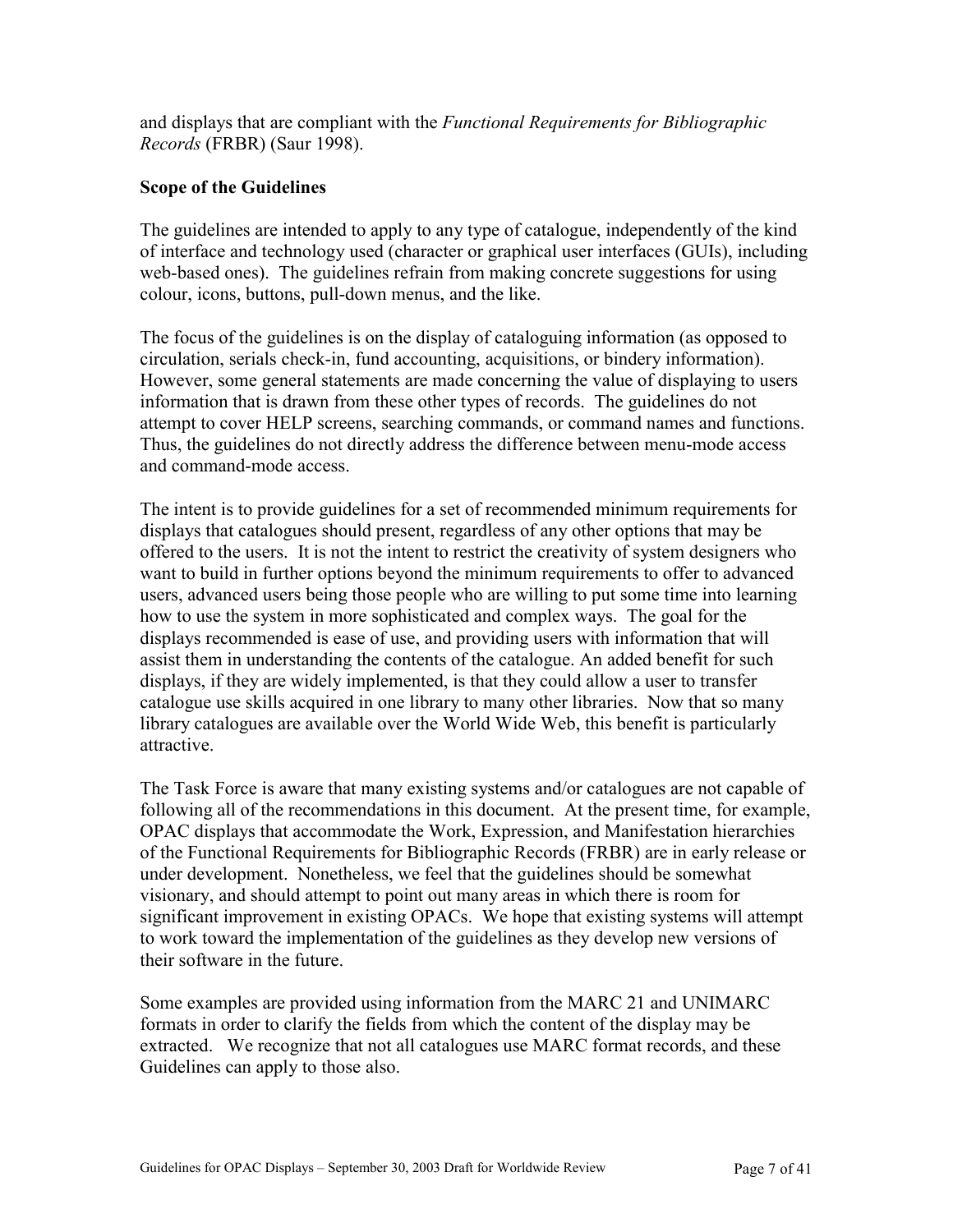and displays that are compliant with the *Functional Requirements for Bibliographic Records* (FRBR) (Saur 1998).

**Scope of the Guidelines**

The guidelines are intended to apply to any type of catalogue, independently of the kind of interface and technology used (character or graphical user interfaces (GUIs), including web-based ones). The guidelines refrain from making concrete suggestions for using colour, icons, buttons, pull-down menus, and the like.

The focus of the guidelines is on the display of cataloguing information (as opposed to circulation, serials check-in, fund accounting, acquisitions, or bindery information). However, some general statements are made concerning the value of displaying to users information that is drawn from these other types of records. The guidelines do not attempt to cover HELP screens, searching commands, or command names and functions. Thus, the guidelines do not directly address the difference between menu-mode access and command-mode access.

The intent is to provide guidelines for a set of recommended minimum requirements for displays that catalogues should present, regardless of any other options that may be offered to the users. It is not the intent to restrict the creativity of system designers who want to build in further options beyond the minimum requirements to offer to advanced users, advanced users being those people who are willing to put some time into learning how to use the system in more sophisticated and complex ways. The goal for the displays recommended is ease of use, and providing users with information that will assist them in understanding the contents of the catalogue. An added benefit for such displays, if they are widely implemented, is that they could allow a user to transfer catalogue use skills acquired in one library to many other libraries. Now that so many library catalogues are available over the World Wide Web, this benefit is particularly attractive.

The Task Force is aware that many existing systems and/or catalogues are not capable of following all of the recommendations in this document. At the present time, for example, OPAC displays that accommodate the Work, Expression, and Manifestation hierarchies of the Functional Requirements for Bibliographic Records (FRBR) are in early release or under development. Nonetheless, we feel that the guidelines should be somewhat visionary, and should attempt to point out many areas in which there is room for significant improvement in existing OPACs. We hope that existing systems will attempt to work toward the implementation of the guidelines as they develop new versions of their software in the future.

Some examples are provided using information from the MARC 21 and UNIMARC formats in order to clarify the fields from which the content of the display may be extracted. We recognize that not all catalogues use MARC format records, and these Guidelines can apply to those also.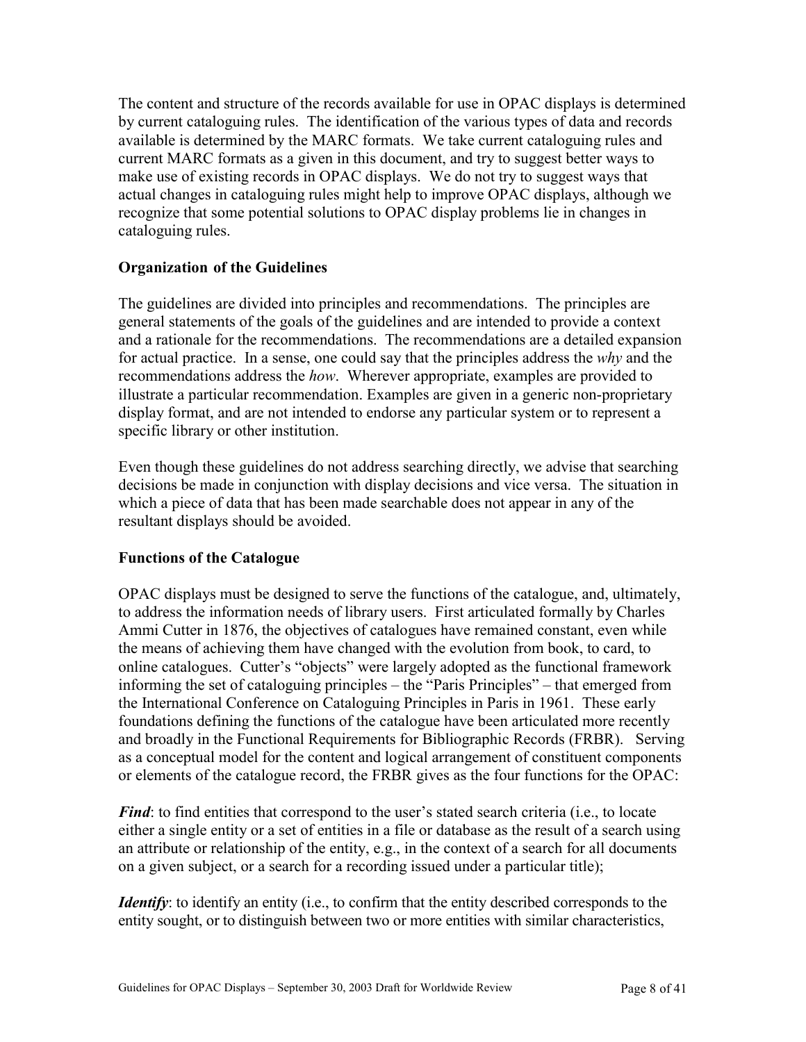The content and structure of the records available for use in OPAC displays is determined by current cataloguing rules. The identification of the various types of data and records available is determined by the MARC formats. We take current cataloguing rules and current MARC formats as a given in this document, and try to suggest better ways to make use of existing records in OPAC displays. We do not try to suggest ways that actual changes in cataloguing rules might help to improve OPAC displays, although we recognize that some potential solutions to OPAC display problems lie in changes in cataloguing rules.

### Organization of the Guidelines

The guidelines are divided into principles and recommendations. The principles are general statements of the goals of the guidelines and are intended to provide a context and a rationale for the recommendations. The recommendations are a detailed expansion for actual practice. In a sense, one could say that the principles address the *why* and the recommendations address the *how*. Wherever appropriate, examples are provided to illustrate a particular recommendation. Examples are given in a generic non-proprietary display format, and are not intended to endorse any particular system or to represent a specific library or other institution.

Even though these guidelines do not address searching directly, we advise that searching decisions be made in conjunction with display decisions and vice versa. The situation in which a piece of data that has been made searchable does not appear in any of the resultant displays should be avoided.

### Functions of the Catalogue

OPAC displays must be designed to serve the functions of the catalogue, and, ultimately, to address the information needs of library users. First articulated formally by Charles Ammi Cutter in 1876, the objectives of catalogues have remained constant, even while the means of achieving them have changed with the evolution from book, to card, to online catalogues. Cutter's "objects" were largely adopted as the functional framework informing the set of cataloguing principles – the "Paris Principles" – that emerged from the International Conference on Cataloguing Principles in Paris in 1961. These early foundations defining the functions of the catalogue have been articulated more recently and broadly in the Functional Requirements for Bibliographic Records (FRBR). Serving as a conceptual model for the content and logical arrangement of constituent components or elements of the catalogue record, the FRBR gives as the four functions for the OPAC:

***Find***: to find entities that correspond to the user's stated search criteria (i.e., to locate either a single entity or a set of entities in a file or database as the result of a search using an attribute or relationship of the entity, e.g., in the context of a search for all documents on a given subject, or a search for a recording issued under a particular title);

***Identify***: to identify an entity (i.e., to confirm that the entity described corresponds to the entity sought, or to distinguish between two or more entities with similar characteristics,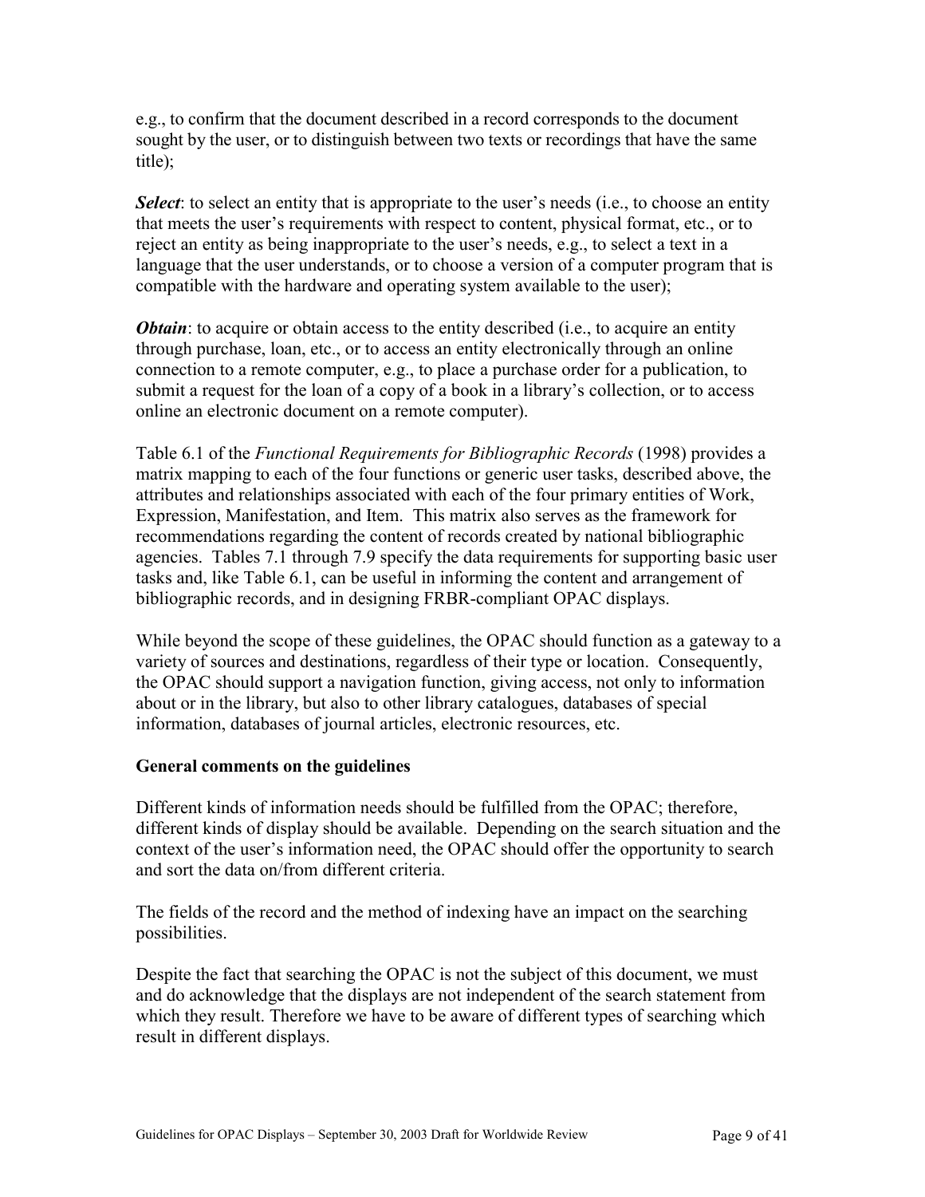e.g., to confirm that the document described in a record corresponds to the document sought by the user, or to distinguish between two texts or recordings that have the same title);

***Select***: to select an entity that is appropriate to the user's needs (i.e., to choose an entity that meets the user's requirements with respect to content, physical format, etc., or to reject an entity as being inappropriate to the user's needs, e.g., to select a text in a language that the user understands, or to choose a version of a computer program that is compatible with the hardware and operating system available to the user);

***Obtain***: to acquire or obtain access to the entity described (i.e., to acquire an entity through purchase, loan, etc., or to access an entity electronically through an online connection to a remote computer, e.g., to place a purchase order for a publication, to submit a request for the loan of a copy of a book in a library's collection, or to access online an electronic document on a remote computer).

Table 6.1 of the *Functional Requirements for Bibliographic Records* (1998) provides a matrix mapping to each of the four functions or generic user tasks, described above, the attributes and relationships associated with each of the four primary entities of Work, Expression, Manifestation, and Item. This matrix also serves as the framework for recommendations regarding the content of records created by national bibliographic agencies. Tables 7.1 through 7.9 specify the data requirements for supporting basic user tasks and, like Table 6.1, can be useful in informing the content and arrangement of bibliographic records, and in designing FRBR-compliant OPAC displays.

While beyond the scope of these guidelines, the OPAC should function as a gateway to a variety of sources and destinations, regardless of their type or location. Consequently, the OPAC should support a navigation function, giving access, not only to information about or in the library, but also to other library catalogues, databases of special information, databases of journal articles, electronic resources, etc.

**General comments on the guidelines**

Different kinds of information needs should be fulfilled from the OPAC; therefore, different kinds of display should be available. Depending on the search situation and the context of the user's information need, the OPAC should offer the opportunity to search and sort the data on/from different criteria.

The fields of the record and the method of indexing have an impact on the searching possibilities.

Despite the fact that searching the OPAC is not the subject of this document, we must and do acknowledge that the displays are not independent of the search statement from which they result. Therefore we have to be aware of different types of searching which result in different displays.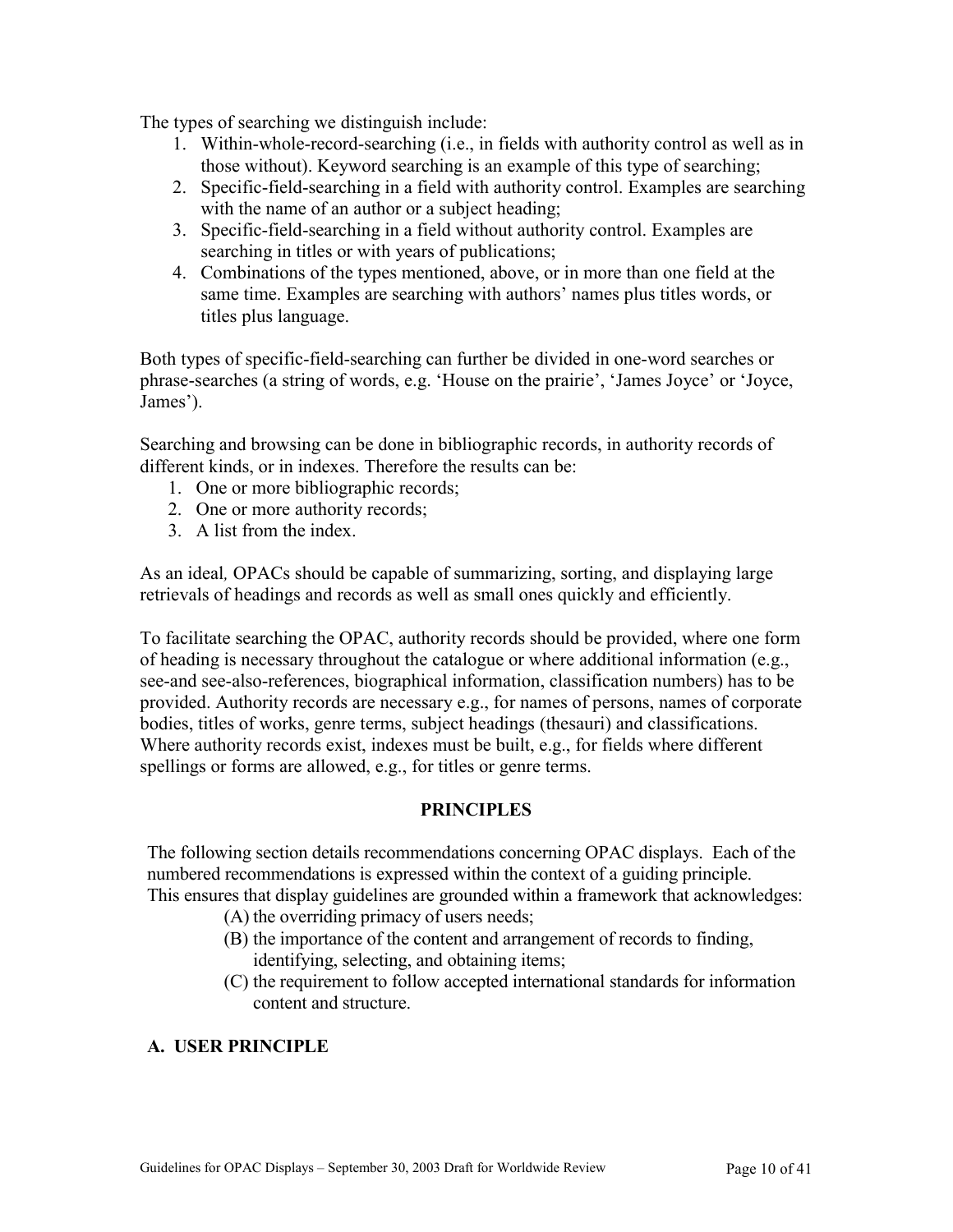The types of searching we distinguish include:

1. Within-whole-record-searching (i.e., in fields with authority control as well as in those without). Keyword searching is an example of this type of searching;
2. Specific-field-searching in a field with authority control. Examples are searching with the name of an author or a subject heading;
3. Specific-field-searching in a field without authority control. Examples are searching in titles or with years of publications;
4. Combinations of the types mentioned, above, or in more than one field at the same time. Examples are searching with authors' names plus titles words, or titles plus language.

Both types of specific-field-searching can further be divided in one-word searches or phrase-searches (a string of words, e.g. 'House on the prairie', 'James Joyce' or 'Joyce, James').

Searching and browsing can be done in bibliographic records, in authority records of different kinds, or in indexes. Therefore the results can be:

1. One or more bibliographic records;
2. One or more authority records;
3. A list from the index.

As an ideal*,* OPACs should be capable of summarizing, sorting, and displaying large retrievals of headings and records as well as small ones quickly and efficiently.

To facilitate searching the OPAC, authority records should be provided, where one form of heading is necessary throughout the catalogue or where additional information (e.g., see-and see-also-references, biographical information, classification numbers) has to be provided. Authority records are necessary e.g., for names of persons, names of corporate bodies, titles of works, genre terms, subject headings (thesauri) and classifications. Where authority records exist, indexes must be built, e.g., for fields where different spellings or forms are allowed, e.g., for titles or genre terms.

## PRINCIPLES

The following section details recommendations concerning OPAC displays. Each of the numbered recommendations is expressed within the context of a guiding principle. This ensures that display guidelines are grounded within a framework that acknowledges:

(A) the overriding primacy of users needs;

(B) the importance of the content and arrangement of records to finding, identifying, selecting, and obtaining items;

(C) the requirement to follow accepted international standards for information content and structure.

### A. USER PRINCIPLE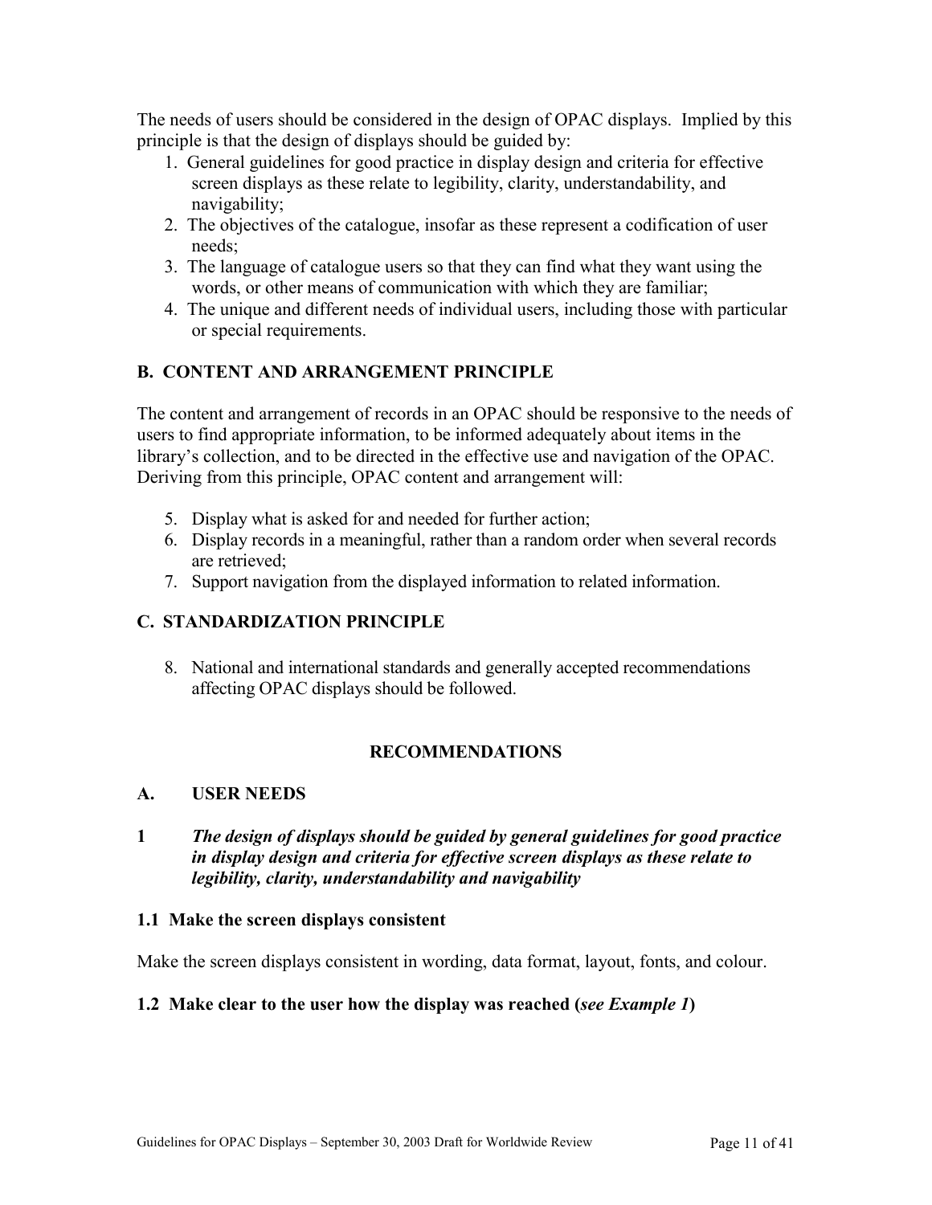The needs of users should be considered in the design of OPAC displays. Implied by this principle is that the design of displays should be guided by:

1. General guidelines for good practice in display design and criteria for effective screen displays as these relate to legibility, clarity, understandability, and navigability;
2. The objectives of the catalogue, insofar as these represent a codification of user needs;
3. The language of catalogue users so that they can find what they want using the words, or other means of communication with which they are familiar;
4. The unique and different needs of individual users, including those with particular or special requirements.

## B. CONTENT AND ARRANGEMENT PRINCIPLE

The content and arrangement of records in an OPAC should be responsive to the needs of users to find appropriate information, to be informed adequately about items in the library's collection, and to be directed in the effective use and navigation of the OPAC. Deriving from this principle, OPAC content and arrangement will:

5. Display what is asked for and needed for further action;
6. Display records in a meaningful, rather than a random order when several records are retrieved;
7. Support navigation from the displayed information to related information.

## C. STANDARDIZATION PRINCIPLE

8. National and international standards and generally accepted recommendations affecting OPAC displays should be followed.

# RECOMMENDATIONS

## A. USER NEEDS

**1** ***The design of displays should be guided by general guidelines for good practice in display design and criteria for effective screen displays as these relate to legibility, clarity, understandability and navigability***

### 1.1 Make the screen displays consistent

Make the screen displays consistent in wording, data format, layout, fonts, and colour.

### 1.2 Make clear to the user how the display was reached (*see Example 1*)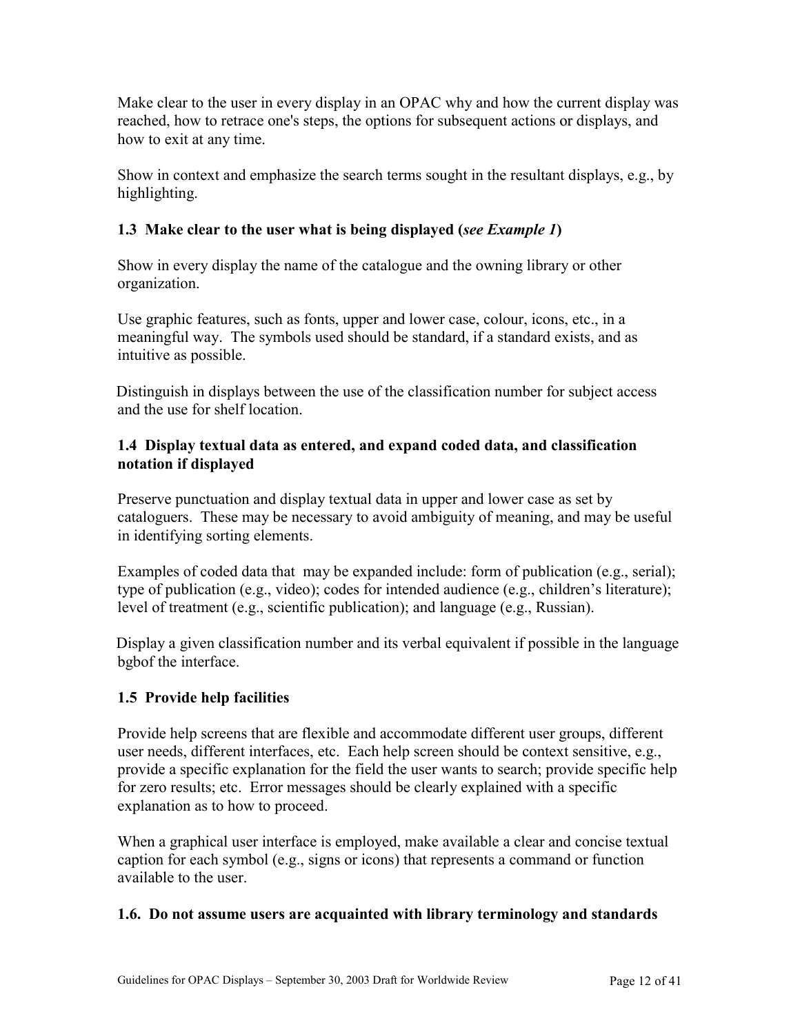Make clear to the user in every display in an OPAC why and how the current display was reached, how to retrace one's steps, the options for subsequent actions or displays, and how to exit at any time.

Show in context and emphasize the search terms sought in the resultant displays, e.g., by highlighting.

### 1.3 Make clear to the user what is being displayed (*see Example 1*)

Show in every display the name of the catalogue and the owning library or other organization.

Use graphic features, such as fonts, upper and lower case, colour, icons, etc., in a meaningful way. The symbols used should be standard, if a standard exists, and as intuitive as possible.

Distinguish in displays between the use of the classification number for subject access and the use for shelf location.

### 1.4 Display textual data as entered, and expand coded data, and classification notation if displayed

Preserve punctuation and display textual data in upper and lower case as set by cataloguers. These may be necessary to avoid ambiguity of meaning, and may be useful in identifying sorting elements.

Examples of coded data that may be expanded include: form of publication (e.g., serial); type of publication (e.g., video); codes for intended audience (e.g., children's literature); level of treatment (e.g., scientific publication); and language (e.g., Russian).

Display a given classification number and its verbal equivalent if possible in the language bgbof the interface.

### 1.5 Provide help facilities

Provide help screens that are flexible and accommodate different user groups, different user needs, different interfaces, etc. Each help screen should be context sensitive, e.g., provide a specific explanation for the field the user wants to search; provide specific help for zero results; etc. Error messages should be clearly explained with a specific explanation as to how to proceed.

When a graphical user interface is employed, make available a clear and concise textual caption for each symbol (e.g., signs or icons) that represents a command or function available to the user.

### 1.6. Do not assume users are acquainted with library terminology and standards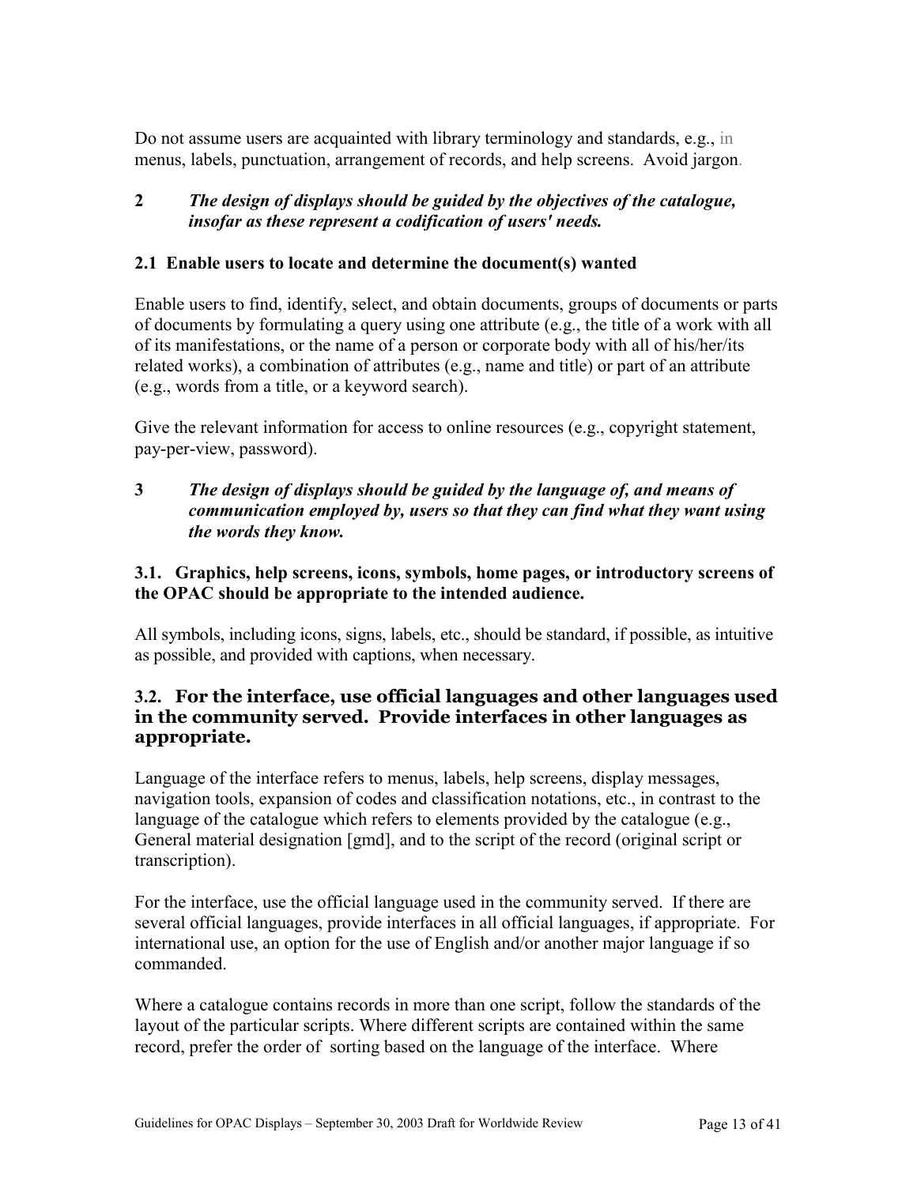Do not assume users are acquainted with library terminology and standards, e.g., in menus, labels, punctuation, arrangement of records, and help screens. Avoid jargon.

## 2 *The design of displays should be guided by the objectives of the catalogue, insofar as these represent a codification of users' needs.*

### 2.1 Enable users to locate and determine the document(s) wanted

Enable users to find, identify, select, and obtain documents, groups of documents or parts of documents by formulating a query using one attribute (e.g., the title of a work with all of its manifestations, or the name of a person or corporate body with all of his/her/its related works), a combination of attributes (e.g., name and title) or part of an attribute (e.g., words from a title, or a keyword search).

Give the relevant information for access to online resources (e.g., copyright statement, pay-per-view, password).

## 3 *The design of displays should be guided by the language of, and means of communication employed by, users so that they can find what they want using the words they know.*

### 3.1. Graphics, help screens, icons, symbols, home pages, or introductory screens of the OPAC should be appropriate to the intended audience.

All symbols, including icons, signs, labels, etc., should be standard, if possible, as intuitive as possible, and provided with captions, when necessary.

### 3.2. For the interface, use official languages and other languages used in the community served. Provide interfaces in other languages as appropriate.

Language of the interface refers to menus, labels, help screens, display messages, navigation tools, expansion of codes and classification notations, etc., in contrast to the language of the catalogue which refers to elements provided by the catalogue (e.g., General material designation [gmd], and to the script of the record (original script or transcription).

For the interface, use the official language used in the community served. If there are several official languages, provide interfaces in all official languages, if appropriate. For international use, an option for the use of English and/or another major language if so commanded.

Where a catalogue contains records in more than one script, follow the standards of the layout of the particular scripts. Where different scripts are contained within the same record, prefer the order of sorting based on the language of the interface. Where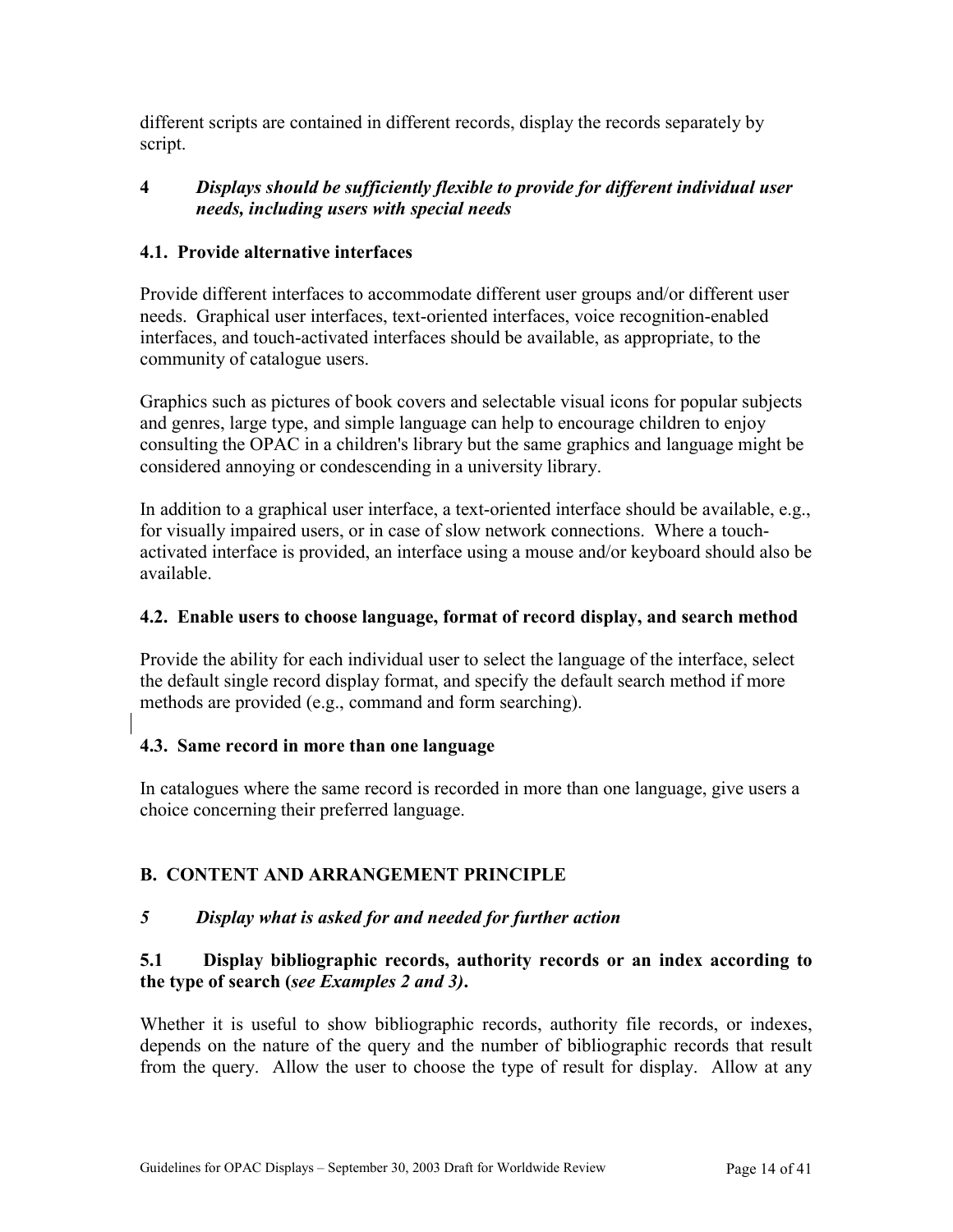different scripts are contained in different records, display the records separately by script.

### 4 *Displays should be sufficiently flexible to provide for different individual user needs, including users with special needs*

#### 4.1. Provide alternative interfaces

Provide different interfaces to accommodate different user groups and/or different user needs. Graphical user interfaces, text-oriented interfaces, voice recognition-enabled interfaces, and touch-activated interfaces should be available, as appropriate, to the community of catalogue users.

Graphics such as pictures of book covers and selectable visual icons for popular subjects and genres, large type, and simple language can help to encourage children to enjoy consulting the OPAC in a children's library but the same graphics and language might be considered annoying or condescending in a university library.

In addition to a graphical user interface, a text-oriented interface should be available, e.g., for visually impaired users, or in case of slow network connections. Where a touch-activated interface is provided, an interface using a mouse and/or keyboard should also be available.

#### 4.2. Enable users to choose language, format of record display, and search method

Provide the ability for each individual user to select the language of the interface, select the default single record display format, and specify the default search method if more methods are provided (e.g., command and form searching).

#### 4.3. Same record in more than one language

In catalogues where the same record is recorded in more than one language, give users a choice concerning their preferred language.

## B. CONTENT AND ARRANGEMENT PRINCIPLE

### *5 Display what is asked for and needed for further action*

#### 5.1 Display bibliographic records, authority records or an index according to the type of search (*see Examples 2 and 3)*.

Whether it is useful to show bibliographic records, authority file records, or indexes, depends on the nature of the query and the number of bibliographic records that result from the query. Allow the user to choose the type of result for display. Allow at any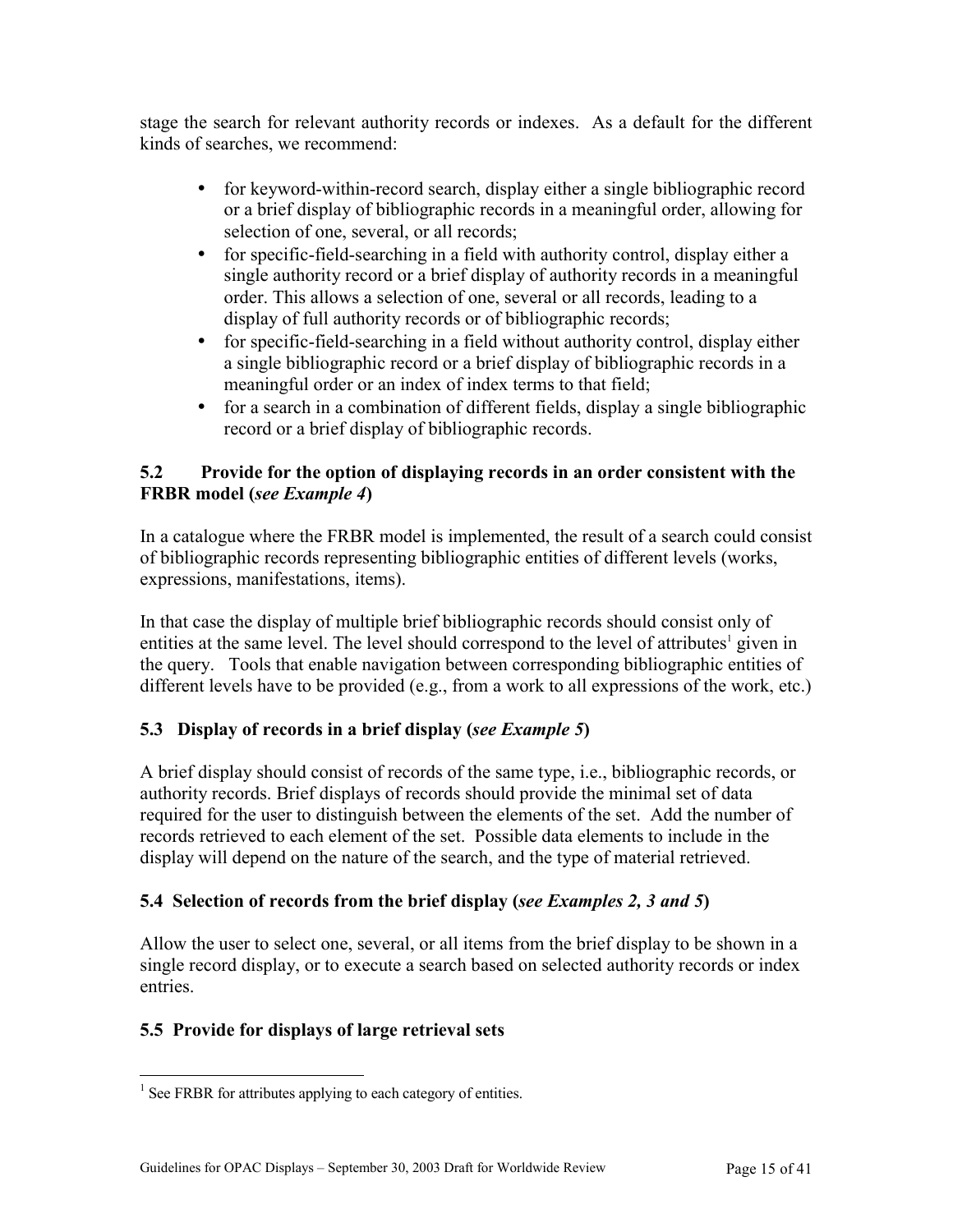stage the search for relevant authority records or indexes. As a default for the different kinds of searches, we recommend:

- for keyword-within-record search, display either a single bibliographic record or a brief display of bibliographic records in a meaningful order, allowing for selection of one, several, or all records;
- for specific-field-searching in a field with authority control, display either a single authority record or a brief display of authority records in a meaningful order. This allows a selection of one, several or all records, leading to a display of full authority records or of bibliographic records;
- for specific-field-searching in a field without authority control, display either a single bibliographic record or a brief display of bibliographic records in a meaningful order or an index of index terms to that field;
- for a search in a combination of different fields, display a single bibliographic record or a brief display of bibliographic records.

### 5.2 Provide for the option of displaying records in an order consistent with the FRBR model (*see Example 4*)

In a catalogue where the FRBR model is implemented, the result of a search could consist of bibliographic records representing bibliographic entities of different levels (works, expressions, manifestations, items).

In that case the display of multiple brief bibliographic records should consist only of entities at the same level. The level should correspond to the level of attributes[1] given in the query. Tools that enable navigation between corresponding bibliographic entities of different levels have to be provided (e.g., from a work to all expressions of the work, etc.)

### 5.3 Display of records in a brief display (*see Example 5*)

A brief display should consist of records of the same type, i.e., bibliographic records, or authority records. Brief displays of records should provide the minimal set of data required for the user to distinguish between the elements of the set. Add the number of records retrieved to each element of the set. Possible data elements to include in the display will depend on the nature of the search, and the type of material retrieved.

### 5.4 Selection of records from the brief display (*see Examples 2, 3 and 5*)

Allow the user to select one, several, or all items from the brief display to be shown in a single record display, or to execute a search based on selected authority records or index entries.

### 5.5 Provide for displays of large retrieval sets

[1] See FRBR for attributes applying to each category of entities.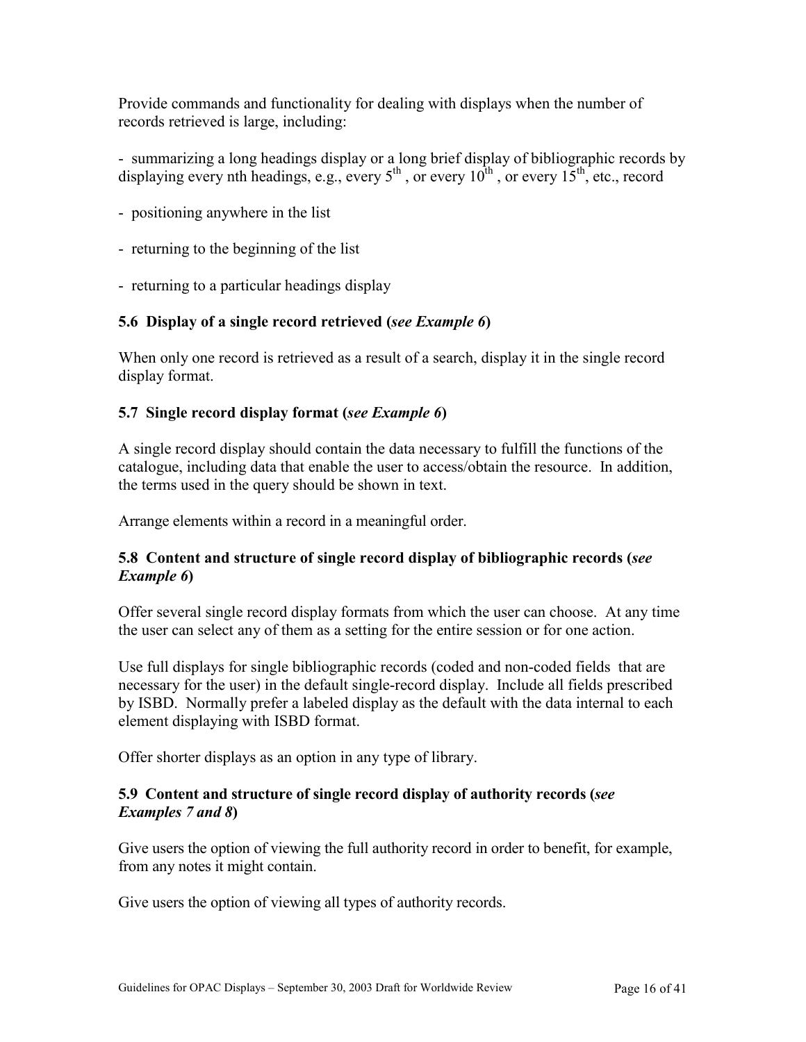Provide commands and functionality for dealing with displays when the number of records retrieved is large, including:

- summarizing a long headings display or a long brief display of bibliographic records by displaying every nth headings, e.g., every 5th , or every 10th , or every 15th, etc., record

- positioning anywhere in the list

- returning to the beginning of the list

- returning to a particular headings display

### 5.6 Display of a single record retrieved (*see Example 6*)

When only one record is retrieved as a result of a search, display it in the single record display format.

### 5.7 Single record display format (*see Example 6*)

A single record display should contain the data necessary to fulfill the functions of the catalogue, including data that enable the user to access/obtain the resource. In addition, the terms used in the query should be shown in text.

Arrange elements within a record in a meaningful order.

### 5.8 Content and structure of single record display of bibliographic records (*see Example 6*)

Offer several single record display formats from which the user can choose. At any time the user can select any of them as a setting for the entire session or for one action.

Use full displays for single bibliographic records (coded and non-coded fields that are necessary for the user) in the default single-record display. Include all fields prescribed by ISBD. Normally prefer a labeled display as the default with the data internal to each element displaying with ISBD format.

Offer shorter displays as an option in any type of library.

### 5.9 Content and structure of single record display of authority records (*see Examples 7 and 8*)

Give users the option of viewing the full authority record in order to benefit, for example, from any notes it might contain.

Give users the option of viewing all types of authority records.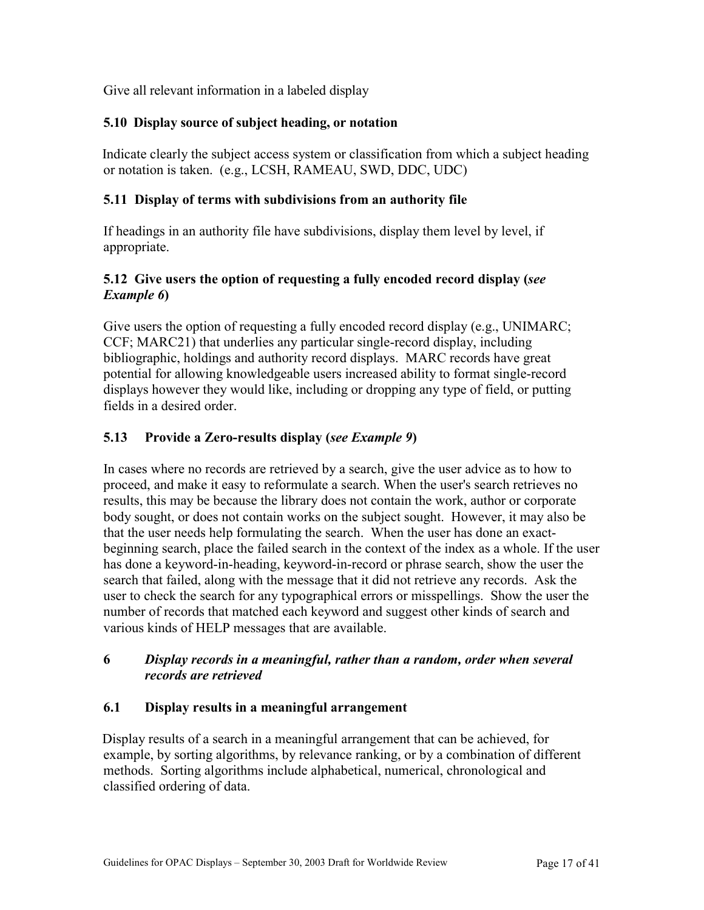Give all relevant information in a labeled display

### 5.10 Display source of subject heading, or notation

Indicate clearly the subject access system or classification from which a subject heading or notation is taken. (e.g., LCSH, RAMEAU, SWD, DDC, UDC)

### 5.11 Display of terms with subdivisions from an authority file

If headings in an authority file have subdivisions, display them level by level, if appropriate.

### 5.12 Give users the option of requesting a fully encoded record display (*see Example 6*)

Give users the option of requesting a fully encoded record display (e.g., UNIMARC; CCF; MARC21) that underlies any particular single-record display, including bibliographic, holdings and authority record displays. MARC records have great potential for allowing knowledgeable users increased ability to format single-record displays however they would like, including or dropping any type of field, or putting fields in a desired order.

### 5.13 Provide a Zero-results display (*see Example 9*)

In cases where no records are retrieved by a search, give the user advice as to how to proceed, and make it easy to reformulate a search. When the user's search retrieves no results, this may be because the library does not contain the work, author or corporate body sought, or does not contain works on the subject sought. However, it may also be that the user needs help formulating the search. When the user has done an exact-beginning search, place the failed search in the context of the index as a whole. If the user has done a keyword-in-heading, keyword-in-record or phrase search, show the user the search that failed, along with the message that it did not retrieve any records. Ask the user to check the search for any typographical errors or misspellings. Show the user the number of records that matched each keyword and suggest other kinds of search and various kinds of HELP messages that are available.

## 6 *Display records in a meaningful, rather than a random, order when several records are retrieved*

### 6.1 Display results in a meaningful arrangement

Display results of a search in a meaningful arrangement that can be achieved, for example, by sorting algorithms, by relevance ranking, or by a combination of different methods. Sorting algorithms include alphabetical, numerical, chronological and classified ordering of data.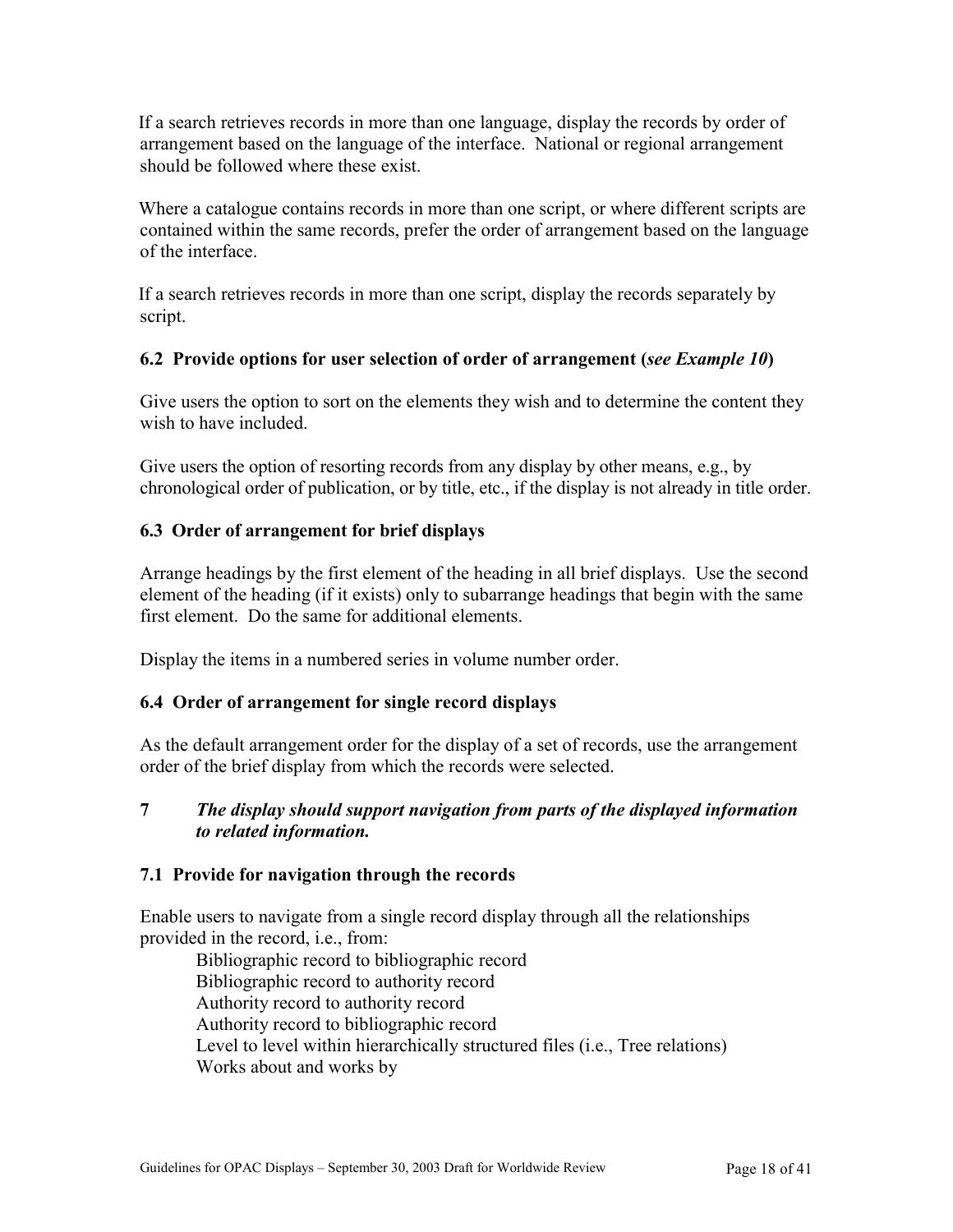If a search retrieves records in more than one language, display the records by order of arrangement based on the language of the interface. National or regional arrangement should be followed where these exist.

Where a catalogue contains records in more than one script, or where different scripts are contained within the same records, prefer the order of arrangement based on the language of the interface.

If a search retrieves records in more than one script, display the records separately by script.

### 6.2 Provide options for user selection of order of arrangement (*see Example 10*)

Give users the option to sort on the elements they wish and to determine the content they wish to have included.

Give users the option of resorting records from any display by other means, e.g., by chronological order of publication, or by title, etc., if the display is not already in title order.

### 6.3 Order of arrangement for brief displays

Arrange headings by the first element of the heading in all brief displays. Use the second element of the heading (if it exists) only to subarrange headings that begin with the same first element. Do the same for additional elements.

Display the items in a numbered series in volume number order.

### 6.4 Order of arrangement for single record displays

As the default arrangement order for the display of a set of records, use the arrangement order of the brief display from which the records were selected.

## 7 *The display should support navigation from parts of the displayed information to related information.*

### 7.1 Provide for navigation through the records

Enable users to navigate from a single record display through all the relationships provided in the record, i.e., from:

- Bibliographic record to bibliographic record
- Bibliographic record to authority record
- Authority record to authority record
- Authority record to bibliographic record
- Level to level within hierarchically structured files (i.e., Tree relations)
- Works about and works by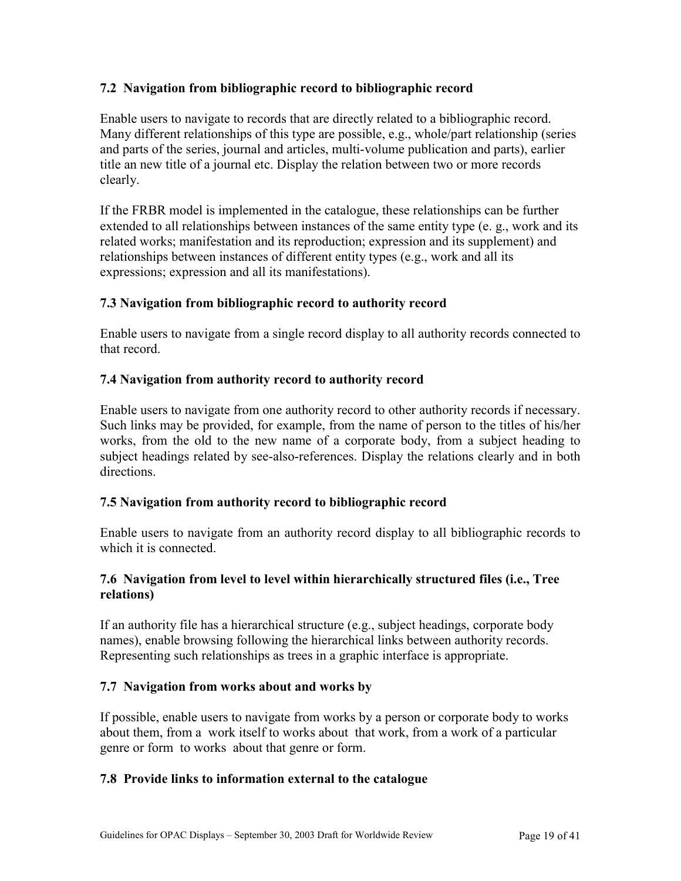### 7.2 Navigation from bibliographic record to bibliographic record

Enable users to navigate to records that are directly related to a bibliographic record. Many different relationships of this type are possible, e.g., whole/part relationship (series and parts of the series, journal and articles, multi-volume publication and parts), earlier title an new title of a journal etc. Display the relation between two or more records clearly.

If the FRBR model is implemented in the catalogue, these relationships can be further extended to all relationships between instances of the same entity type (e. g., work and its related works; manifestation and its reproduction; expression and its supplement) and relationships between instances of different entity types (e.g., work and all its expressions; expression and all its manifestations).

### 7.3 Navigation from bibliographic record to authority record

Enable users to navigate from a single record display to all authority records connected to that record.

### 7.4 Navigation from authority record to authority record

Enable users to navigate from one authority record to other authority records if necessary. Such links may be provided, for example, from the name of person to the titles of his/her works, from the old to the new name of a corporate body, from a subject heading to subject headings related by see-also-references. Display the relations clearly and in both directions.

### 7.5 Navigation from authority record to bibliographic record

Enable users to navigate from an authority record display to all bibliographic records to which it is connected.

### 7.6 Navigation from level to level within hierarchically structured files (i.e., Tree relations)

If an authority file has a hierarchical structure (e.g., subject headings, corporate body names), enable browsing following the hierarchical links between authority records. Representing such relationships as trees in a graphic interface is appropriate.

### 7.7 Navigation from works about and works by

If possible, enable users to navigate from works by a person or corporate body to works about them, from a work itself to works about that work, from a work of a particular genre or form to works about that genre or form.

### 7.8 Provide links to information external to the catalogue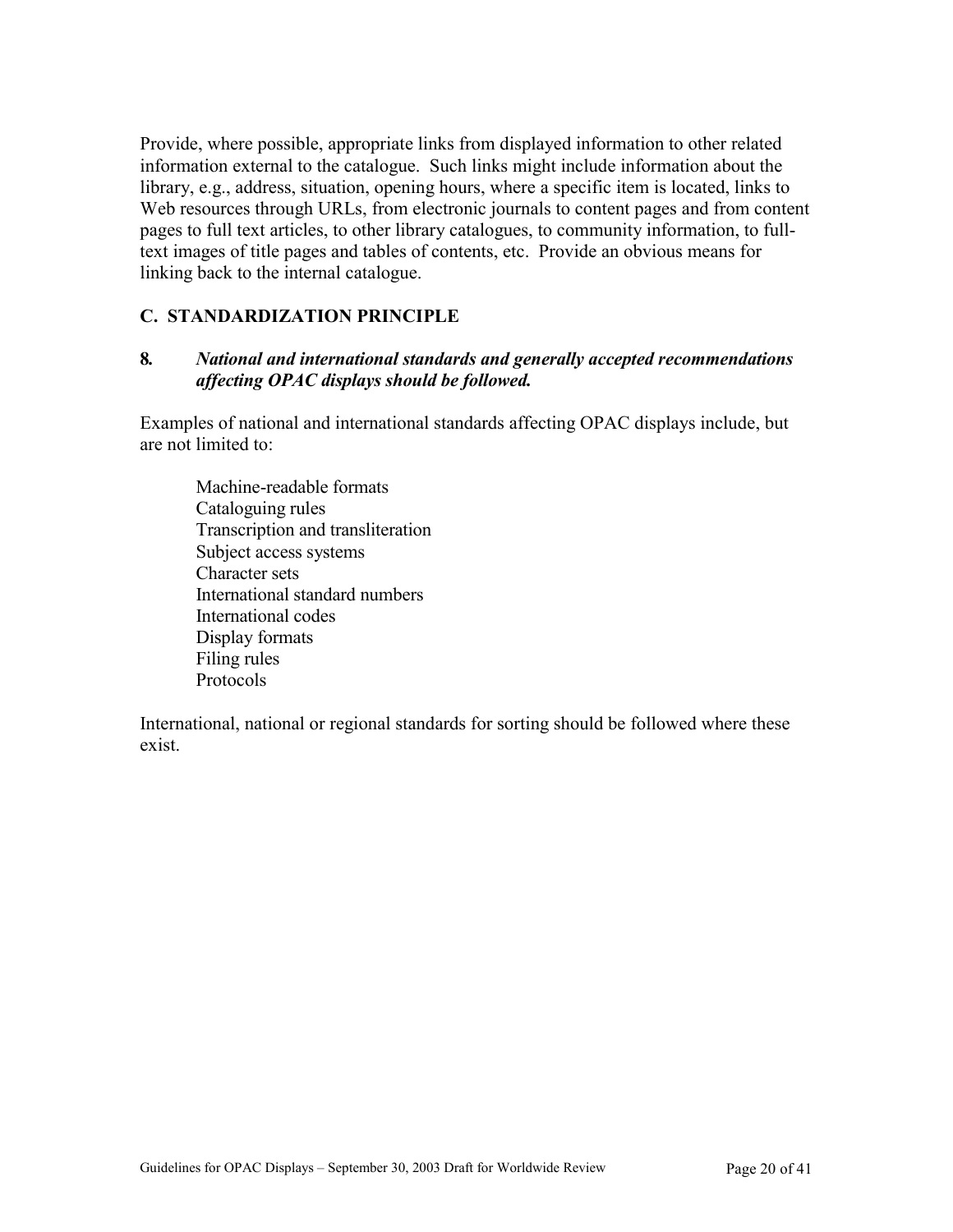Provide, where possible, appropriate links from displayed information to other related information external to the catalogue. Such links might include information about the library, e.g., address, situation, opening hours, where a specific item is located, links to Web resources through URLs, from electronic journals to content pages and from content pages to full text articles, to other library catalogues, to community information, to full-text images of title pages and tables of contents, etc. Provide an obvious means for linking back to the internal catalogue.

## C. STANDARDIZATION PRINCIPLE

### 8. *National and international standards and generally accepted recommendations affecting OPAC displays should be followed.*

Examples of national and international standards affecting OPAC displays include, but are not limited to:

- Machine-readable formats
- Cataloguing rules
- Transcription and transliteration
- Subject access systems
- Character sets
- International standard numbers
- International codes
- Display formats
- Filing rules
- Protocols

International, national or regional standards for sorting should be followed where these exist.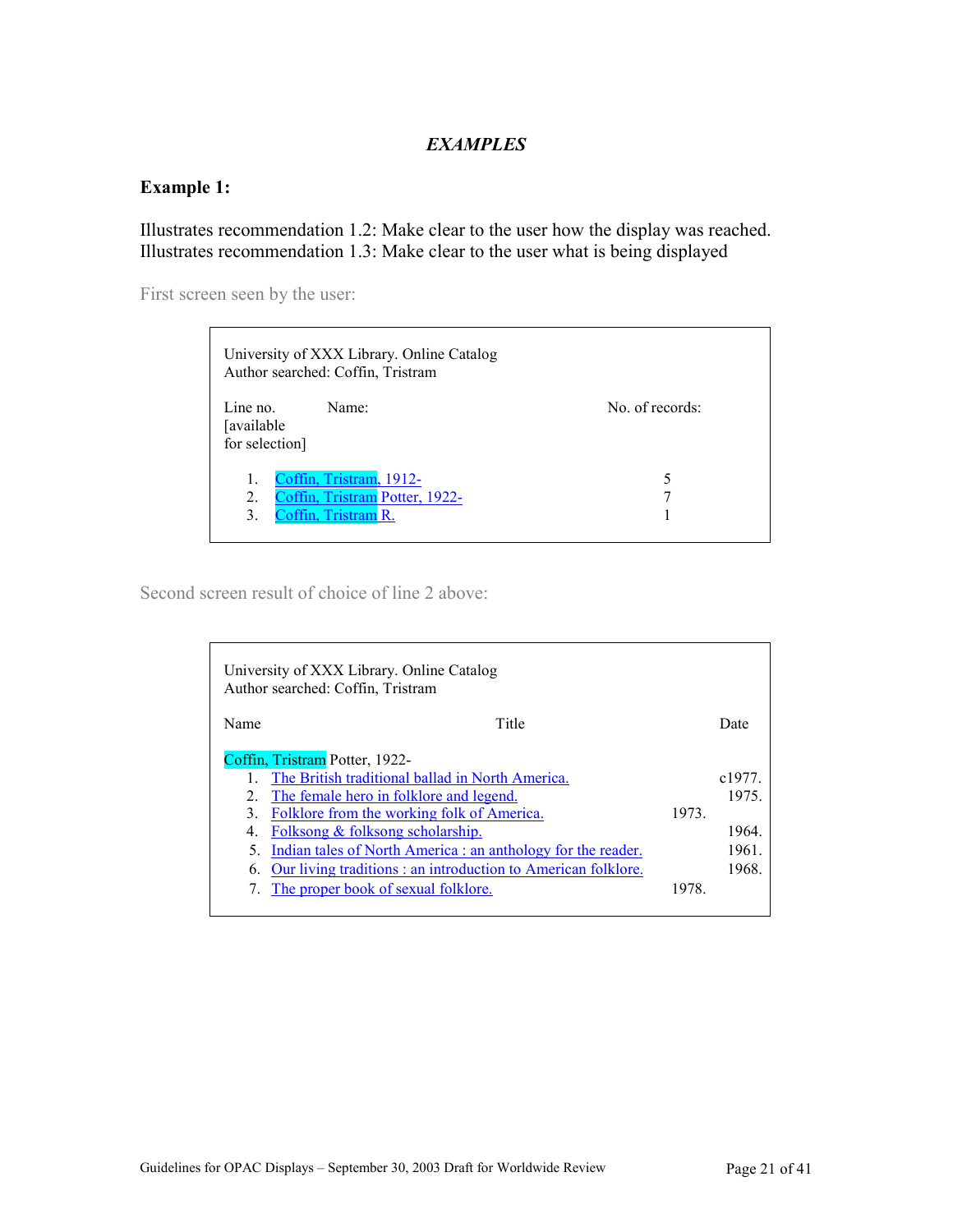## *EXAMPLES*

### Example 1:

Illustrates recommendation 1.2: Make clear to the user how the display was reached.
Illustrates recommendation 1.3: Make clear to the user what is being displayed

First screen seen by the user:

University of XXX Library. Online Catalog
Author searched: Coffin, Tristram

| Line no. [available for selection] | Name: | No. of records: |
|---|---|---|
| 1. | Coffin, Tristram, 1912- | 5 |
| 2. | Coffin, Tristram Potter, 1922- | 7 |
| 3. | Coffin, Tristram R. | 1 |

Second screen result of choice of line 2 above:

University of XXX Library. Online Catalog
Author searched: Coffin, Tristram

| Name | Title | Date |
|---|---|---|
| Coffin, Tristram Potter, 1922- | | |
| 1. | The British traditional ballad in North America. | c1977. |
| 2. | The female hero in folklore and legend. | 1975. |
| 3. | Folklore from the working folk of America. | 1973. |
| 4. | Folksong & folksong scholarship. | 1964. |
| 5. | Indian tales of North America : an anthology for the reader. | 1961. |
| 6. | Our living traditions : an introduction to American folklore. | 1968. |
| 7. | The proper book of sexual folklore. | 1978. |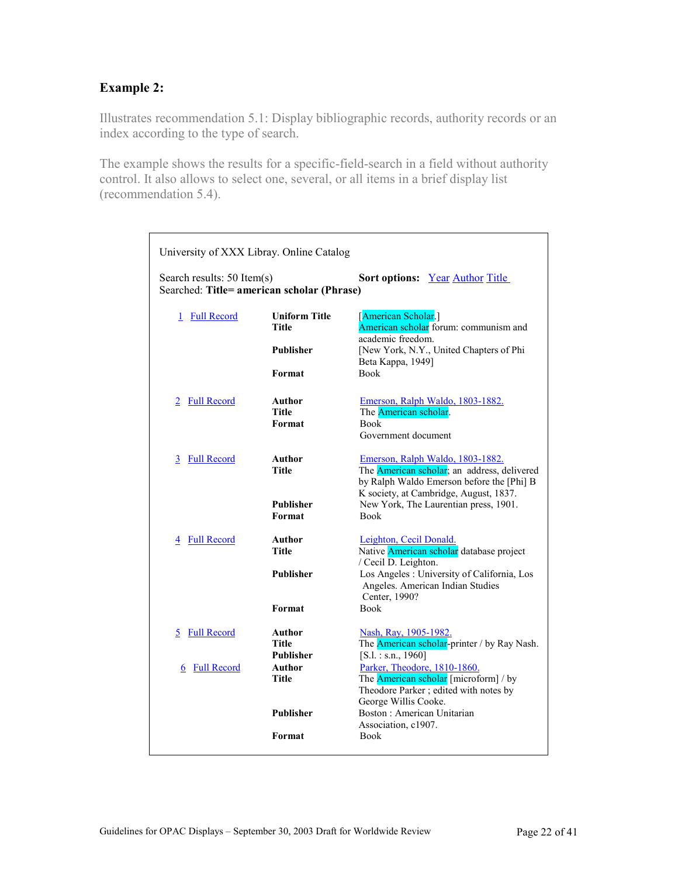### Example 2:

Illustrates recommendation 5.1: Display bibliographic records, authority records or an index according to the type of search.

The example shows the results for a specific-field-search in a field without authority control. It also allows to select one, several, or all items in a brief display list (recommendation 5.4).

University of XXX Libray. Online Catalog

Search results: 50 Item(s) **Sort options:** Year Author Title
Searched: **Title= american scholar (Phrase)**

| | | |
|---|---|---|
| 1 Full Record | **Uniform Title** | [American Scholar.] |
| | **Title** | American scholar forum: communism and academic freedom. |
| | **Publisher** | [New York, N.Y., United Chapters of Phi Beta Kappa, 1949] |
| | **Format** | Book |
| 2 Full Record | **Author** | Emerson, Ralph Waldo, 1803-1882. |
| | **Title** | The American scholar. |
| | **Format** | Book<br>Government document |
| 3 Full Record | **Author** | Emerson, Ralph Waldo, 1803-1882. |
| | **Title** | The American scholar; an address, delivered by Ralph Waldo Emerson before the [Phi] B K society, at Cambridge, August, 1837. |
| | **Publisher** | New York, The Laurentian press, 1901. |
| | **Format** | Book |
| 4 Full Record | **Author** | Leighton, Cecil Donald. |
| | **Title** | Native American scholar database project / Cecil D. Leighton. |
| | **Publisher** | Los Angeles : University of California, Los Angeles. American Indian Studies Center, 1990? |
| | **Format** | Book |
| 5 Full Record | **Author** | Nash, Ray, 1905-1982. |
| | **Title** | The American scholar-printer / by Ray Nash. |
| | **Publisher** | [S.l. : s.n., 1960] |
| 6 Full Record | **Author** | Parker, Theodore, 1810-1860. |
| | **Title** | The American scholar [microform] / by Theodore Parker ; edited with notes by George Willis Cooke. |
| | **Publisher** | Boston : American Unitarian Association, c1907. |
| | **Format** | Book |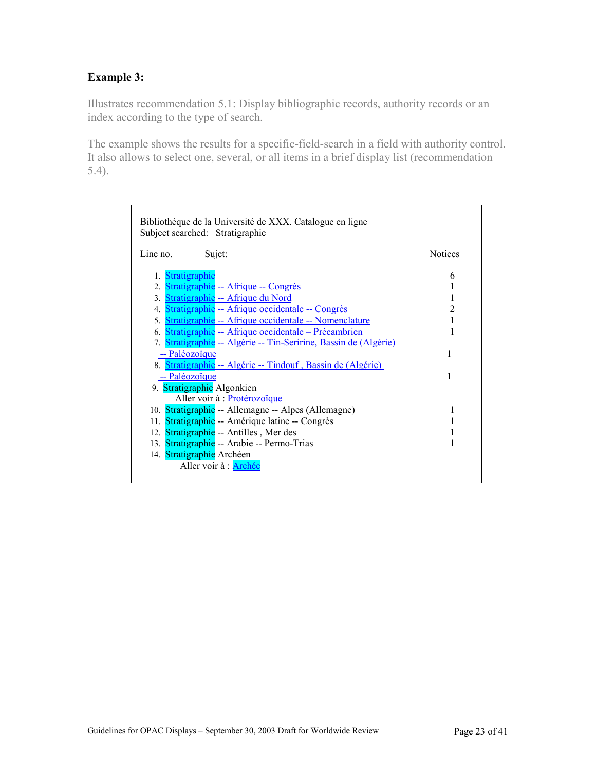### Example 3:

Illustrates recommendation 5.1: Display bibliographic records, authority records or an index according to the type of search.

The example shows the results for a specific-field-search in a field with authority control. It also allows to select one, several, or all items in a brief display list (recommendation 5.4).

Bibliothèque de la Université de XXX. Catalogue en ligne
Subject searched: Stratigraphie

| Line no. | Sujet: | Notices |
|---|---|---|
| 1. | Stratigraphie | 6 |
| 2. | Stratigraphie -- Afrique -- Congrès | 1 |
| 3. | Stratigraphie -- Afrique du Nord | 1 |
| 4. | Stratigraphie -- Afrique occidentale -- Congrès | 2 |
| 5. | Stratigraphie -- Afrique occidentale -- Nomenclature | 1 |
| 6. | Stratigraphie -- Afrique occidentale – Précambrien | 1 |
| 7. | Stratigraphie -- Algérie -- Tin-Seririne, Bassin de (Algérie) -- Paléozoïque | 1 |
| 8. | Stratigraphie -- Algérie -- Tindouf , Bassin de (Algérie) -- Paléozoïque | 1 |
| 9. | Stratigraphie Algonkien<br>Aller voir à : Protérozoïque | |
| 10. | Stratigraphie -- Allemagne -- Alpes (Allemagne) | 1 |
| 11. | Stratigraphie -- Amérique latine -- Congrès | 1 |
| 12. | Stratigraphie -- Antilles , Mer des | 1 |
| 13. | Stratigraphie -- Arabie -- Permo-Trias | 1 |
| 14. | Stratigraphie Archéen<br>Aller voir à : Archée | |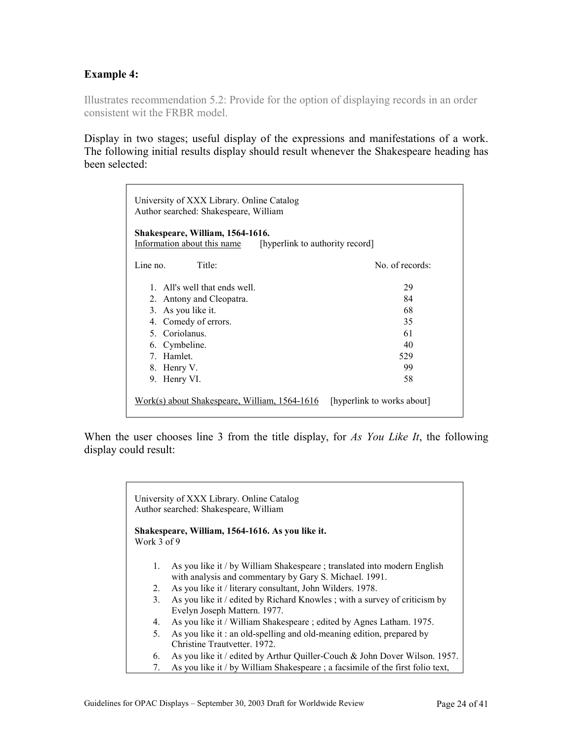### Example 4:

Illustrates recommendation 5.2: Provide for the option of displaying records in an order consistent wit the FRBR model.

Display in two stages; useful display of the expressions and manifestations of a work. The following initial results display should result whenever the Shakespeare heading has been selected:

University of XXX Library. Online Catalog
Author searched: Shakespeare, William

**Shakespeare, William, 1564-1616.**
Information about this name [hyperlink to authority record]

| Line no. | Title: | No. of records: |
|---|---|---|
| 1. | All's well that ends well. | 29 |
| 2. | Antony and Cleopatra. | 84 |
| 3. | As you like it. | 68 |
| 4. | Comedy of errors. | 35 |
| 5. | Coriolanus. | 61 |
| 6. | Cymbeline. | 40 |
| 7. | Hamlet. | 529 |
| 8. | Henry V. | 99 |
| 9. | Henry VI. | 58 |

Work(s) about Shakespeare, William, 1564-1616 [hyperlink to works about]

When the user chooses line 3 from the title display, for *As You Like It*, the following display could result:

University of XXX Library. Online Catalog
Author searched: Shakespeare, William

**Shakespeare, William, 1564-1616. As you like it.**
Work 3 of 9

1. As you like it / by William Shakespeare ; translated into modern English with analysis and commentary by Gary S. Michael. 1991.
2. As you like it / literary consultant, John Wilders. 1978.
3. As you like it / edited by Richard Knowles ; with a survey of criticism by Evelyn Joseph Mattern. 1977.
4. As you like it / William Shakespeare ; edited by Agnes Latham. 1975.
5. As you like it : an old-spelling and old-meaning edition, prepared by Christine Trautvetter. 1972.
6. As you like it / edited by Arthur Quiller-Couch & John Dover Wilson. 1957.
7. As you like it / by William Shakespeare ; a facsimile of the first folio text,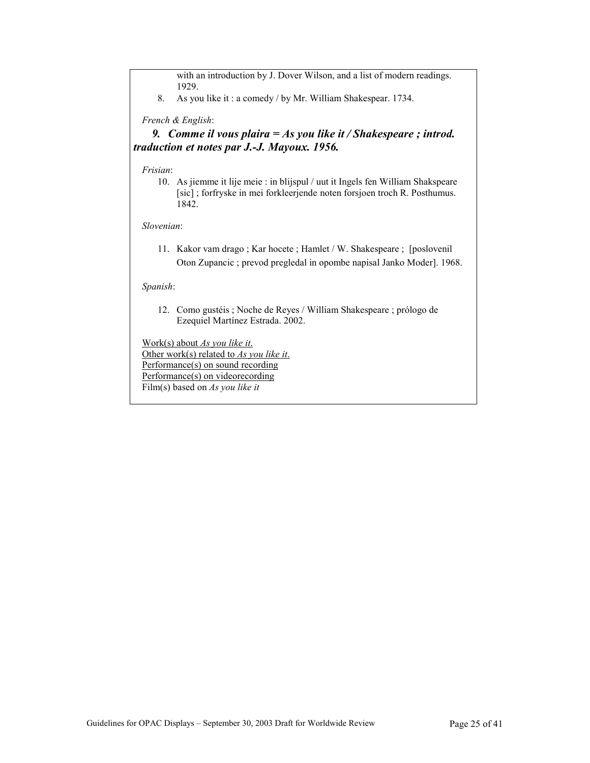with an introduction by J. Dover Wilson, and a list of modern readings. 1929.

8. As you like it : a comedy / by Mr. William Shakespear. 1734.

*French & English*:

***9. Comme il vous plaira = As you like it / Shakespeare ; introd. traduction et notes par J.-J. Mayoux. 1956.***

*Frisian*:

10. As jiemme it lije meie : in blijspul / uut it Ingels fen William Shakspeare [sic] ; forfryske in mei forkleerjende noten forsjoen troch R. Posthumus. 1842.

*Slovenian*:

11. Kakor vam drago ; Kar hocete ; Hamlet / W. Shakespeare ; [poslovenil Oton Zupancic ; prevod pregledal in opombe napisal Janko Moder]. 1968.

*Spanish*:

12. Como gustéis ; Noche de Reyes / William Shakespeare ; prólogo de Ezequiel Martínez Estrada. 2002.

Work(s) about *As you like it*.
Other work(s) related to *As you like it*.
Performance(s) on sound recording
Performance(s) on videorecording
Film(s) based on *As you like it*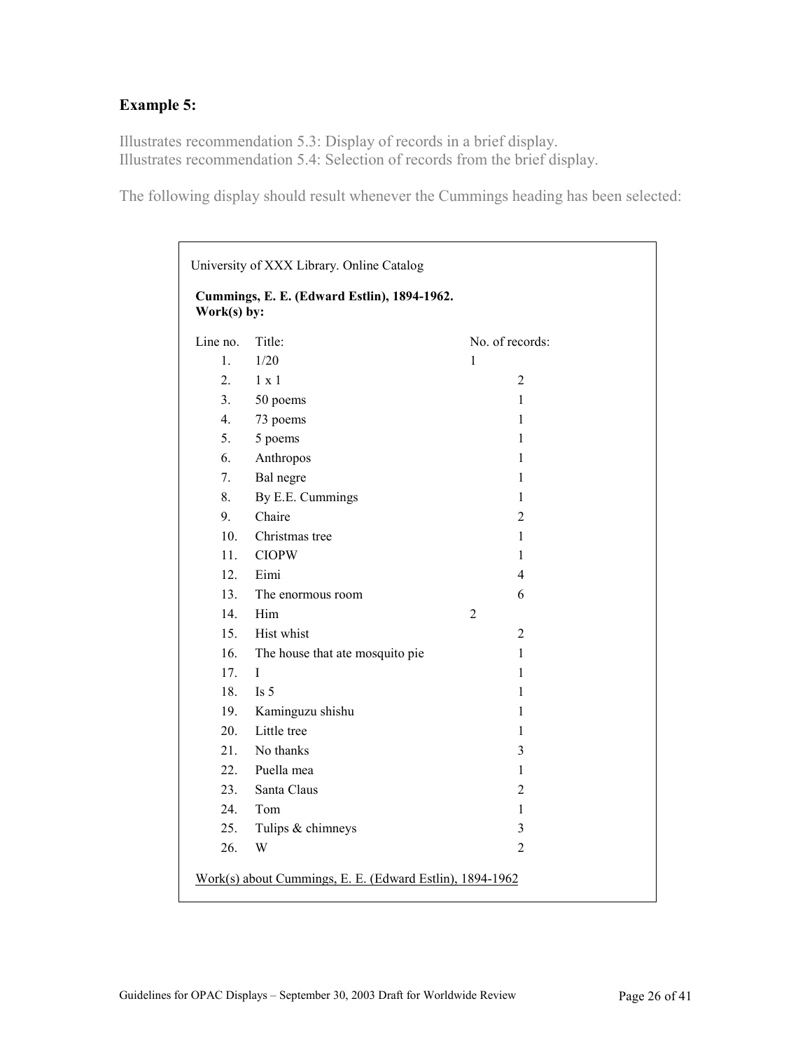### Example 5:

Illustrates recommendation 5.3: Display of records in a brief display.
Illustrates recommendation 5.4: Selection of records from the brief display.

The following display should result whenever the Cummings heading has been selected:

University of XXX Library. Online Catalog

**Cummings, E. E. (Edward Estlin), 1894-1962.**
**Work(s) by:**

| Line no. | Title: | No. of records: |
|---|---|---|
| 1. | 1/20 | 1 |
| 2. | 1 x 1 | 2 |
| 3. | 50 poems | 1 |
| 4. | 73 poems | 1 |
| 5. | 5 poems | 1 |
| 6. | Anthropos | 1 |
| 7. | Bal negre | 1 |
| 8. | By E.E. Cummings | 1 |
| 9. | Chaire | 2 |
| 10. | Christmas tree | 1 |
| 11. | CIOPW | 1 |
| 12. | Eimi | 4 |
| 13. | The enormous room | 6 |
| 14. | Him | 2 |
| 15. | Hist whist | 2 |
| 16. | The house that ate mosquito pie | 1 |
| 17. | I | 1 |
| 18. | Is 5 | 1 |
| 19. | Kaminguzu shishu | 1 |
| 20. | Little tree | 1 |
| 21. | No thanks | 3 |
| 22. | Puella mea | 1 |
| 23. | Santa Claus | 2 |
| 24. | Tom | 1 |
| 25. | Tulips & chimneys | 3 |
| 26. | W | 2 |

<u>Work(s) about Cummings, E. E. (Edward Estlin), 1894-1962</u>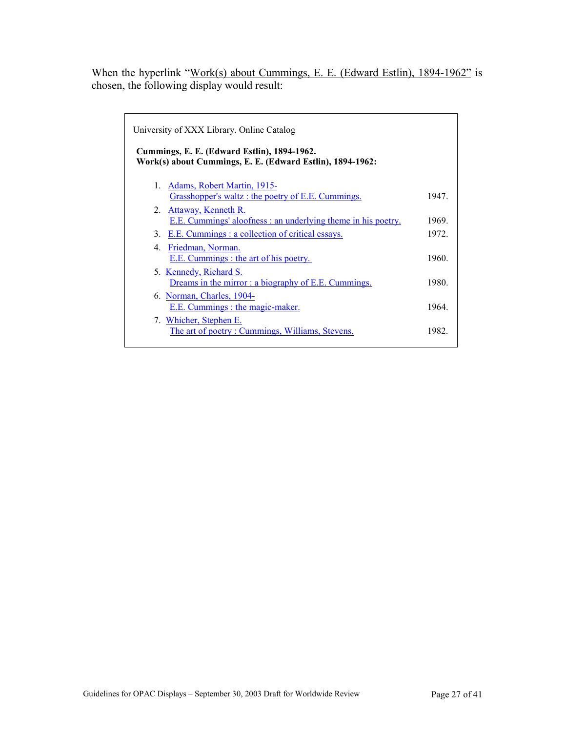When the hyperlink "Work(s) about Cummings, E. E. (Edward Estlin), 1894-1962" is chosen, the following display would result:

> University of XXX Library. Online Catalog
>
> **Cummings, E. E. (Edward Estlin), 1894-1962.**
> **Work(s) about Cummings, E. E. (Edward Estlin), 1894-1962:**
>
> 1. Adams, Robert Martin, 1915-
>    Grasshopper's waltz : the poetry of E.E. Cummings. 1947.
> 2. Attaway, Kenneth R.
>    E.E. Cummings' aloofness : an underlying theme in his poetry. 1969.
> 3. E.E. Cummings : a collection of critical essays. 1972.
> 4. Friedman, Norman.
>    E.E. Cummings : the art of his poetry. 1960.
> 5. Kennedy, Richard S.
>    Dreams in the mirror : a biography of E.E. Cummings. 1980.
> 6. Norman, Charles, 1904-
>    E.E. Cummings : the magic-maker. 1964.
> 7. Whicher, Stephen E.
>    The art of poetry : Cummings, Williams, Stevens. 1982.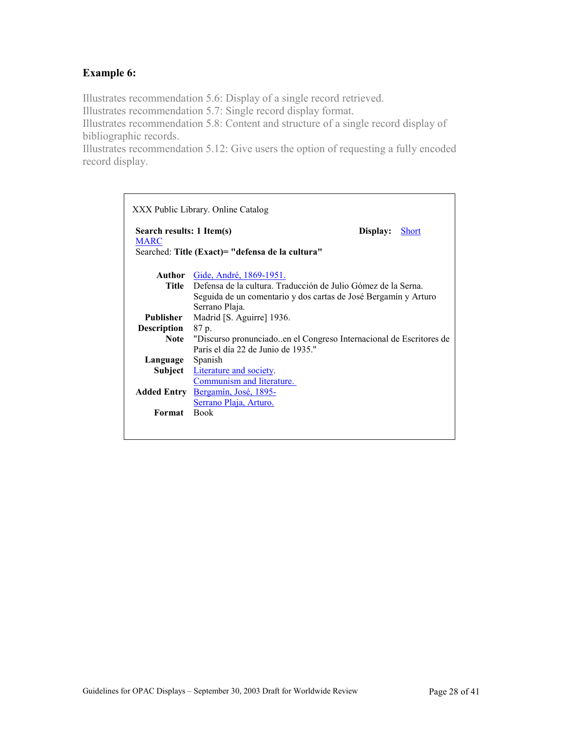### Example 6:

Illustrates recommendation 5.6: Display of a single record retrieved.
Illustrates recommendation 5.7: Single record display format.
Illustrates recommendation 5.8: Content and structure of a single record display of bibliographic records.
Illustrates recommendation 5.12: Give users the option of requesting a fully encoded record display.

XXX Public Library. Online Catalog

**Search results: 1 Item(s)** **Display:** Short MARC

Searched: **Title (Exact)= "defensa de la cultura"**

| | |
|---|---|
| **Author** | Gide, André, 1869-1951. |
| **Title** | Defensa de la cultura. Traducción de Julio Gómez de la Serna. Seguida de un comentario y dos cartas de José Bergamín y Arturo Serrano Plaja. |
| **Publisher** | Madrid [S. Aguirre] 1936. |
| **Description** | 87 p. |
| **Note** | "Discurso pronunciado..en el Congreso Internacional de Escritores de París el día 22 de Junio de 1935." |
| **Language** | Spanish |
| **Subject** | Literature and society. Communism and literature. |
| **Added Entry** | Bergamín, José, 1895- Serrano Plaja, Arturo. |
| **Format** | Book |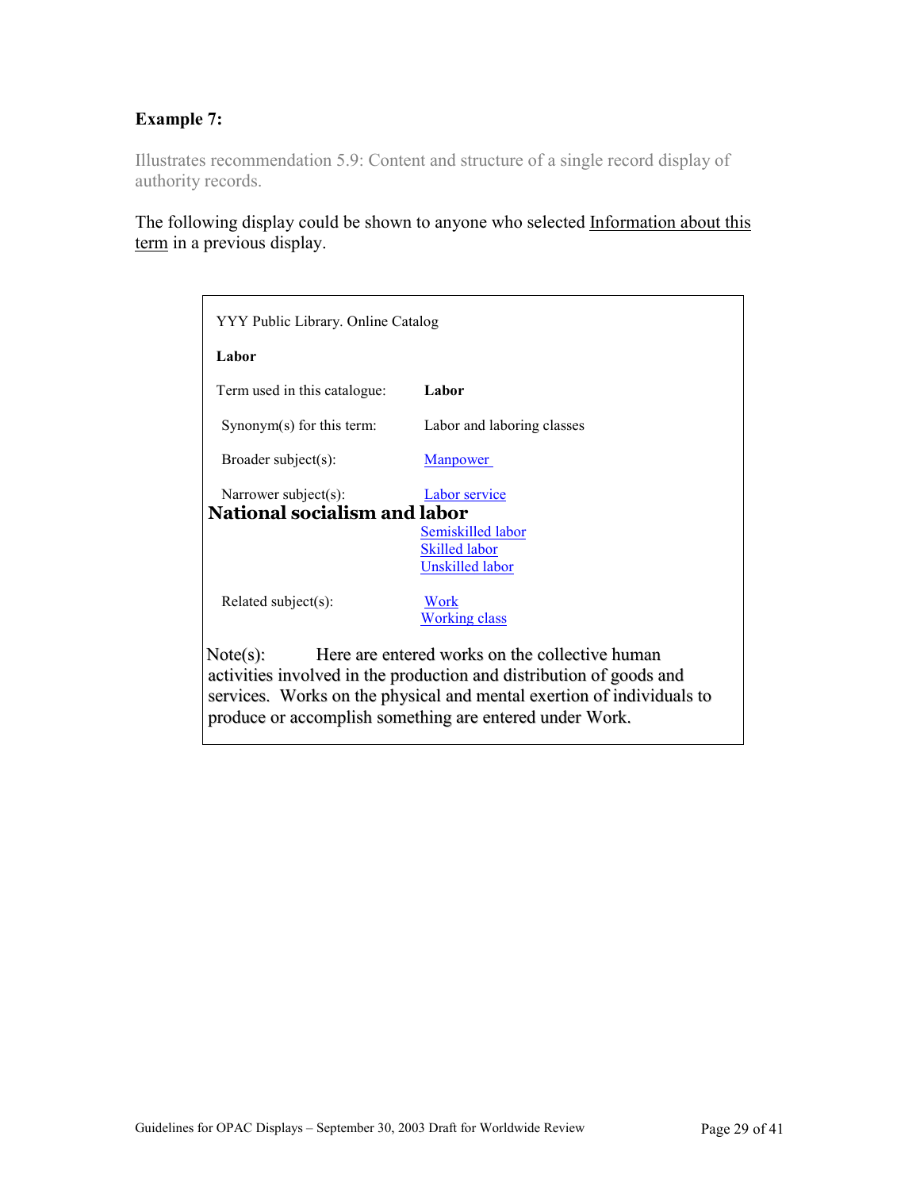**Example 7:**

Illustrates recommendation 5.9: Content and structure of a single record display of authority records.

The following display could be shown to anyone who selected Information about this term in a previous display.

YYY Public Library. Online Catalog

**Labor**

| | |
|---|---|
| Term used in this catalogue: | **Labor** |
| Synonym(s) for this term: | Labor and laboring classes |
| Broader subject(s): | Manpower |
| Narrower subject(s): | Labor service<br>**National socialism and labor**<br>Semiskilled labor<br>Skilled labor<br>Unskilled labor |
| Related subject(s): | Work<br>Working class |

Note(s): Here are entered works on the collective human activities involved in the production and distribution of goods and services. Works on the physical and mental exertion of individuals to produce or accomplish something are entered under Work.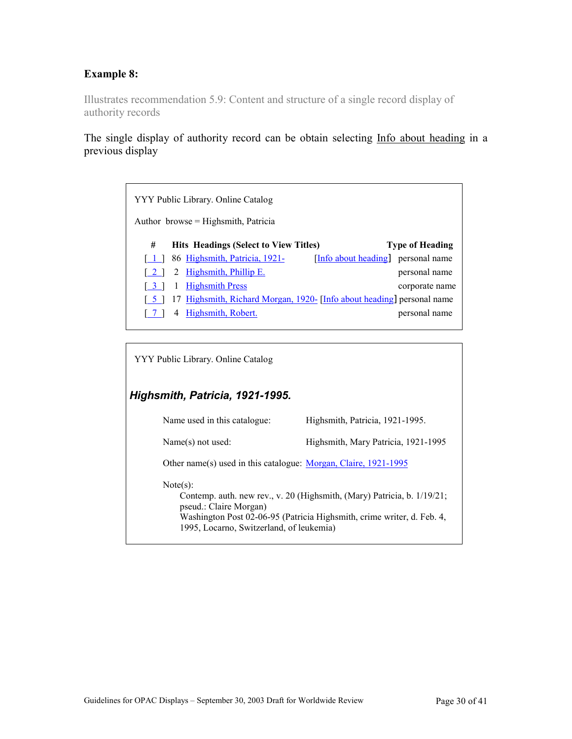### Example 8:

Illustrates recommendation 5.9: Content and structure of a single record display of authority records

The single display of authority record can be obtain selecting Info about heading in a previous display

YYY Public Library. Online Catalog

Author browse = Highsmith, Patricia

| # | Hits | Headings (Select to View Titles) | | Type of Heading |
|---|---|---|---|---|
| [ 1 ] | 86 | Highsmith, Patricia, 1921- | [Info about heading] | personal name |
| [ 2 ] | 2 | Highsmith, Phillip E. | | personal name |
| [ 3 ] | 1 | Highsmith Press | | corporate name |
| [ 5 ] | 17 | Highsmith, Richard Morgan, 1920- | [Info about heading] | personal name |
| [ 7 ] | 4 | Highsmith, Robert. | | personal name |

YYY Public Library. Online Catalog

***Highsmith, Patricia, 1921-1995.***

Name used in this catalogue: Highsmith, Patricia, 1921-1995.

Name(s) not used: Highsmith, Mary Patricia, 1921-1995

Other name(s) used in this catalogue: Morgan, Claire, 1921-1995

Note(s):

Contemp. auth. new rev., v. 20 (Highsmith, (Mary) Patricia, b. 1/19/21; pseud.: Claire Morgan)

Washington Post 02-06-95 (Patricia Highsmith, crime writer, d. Feb. 4, 1995, Locarno, Switzerland, of leukemia)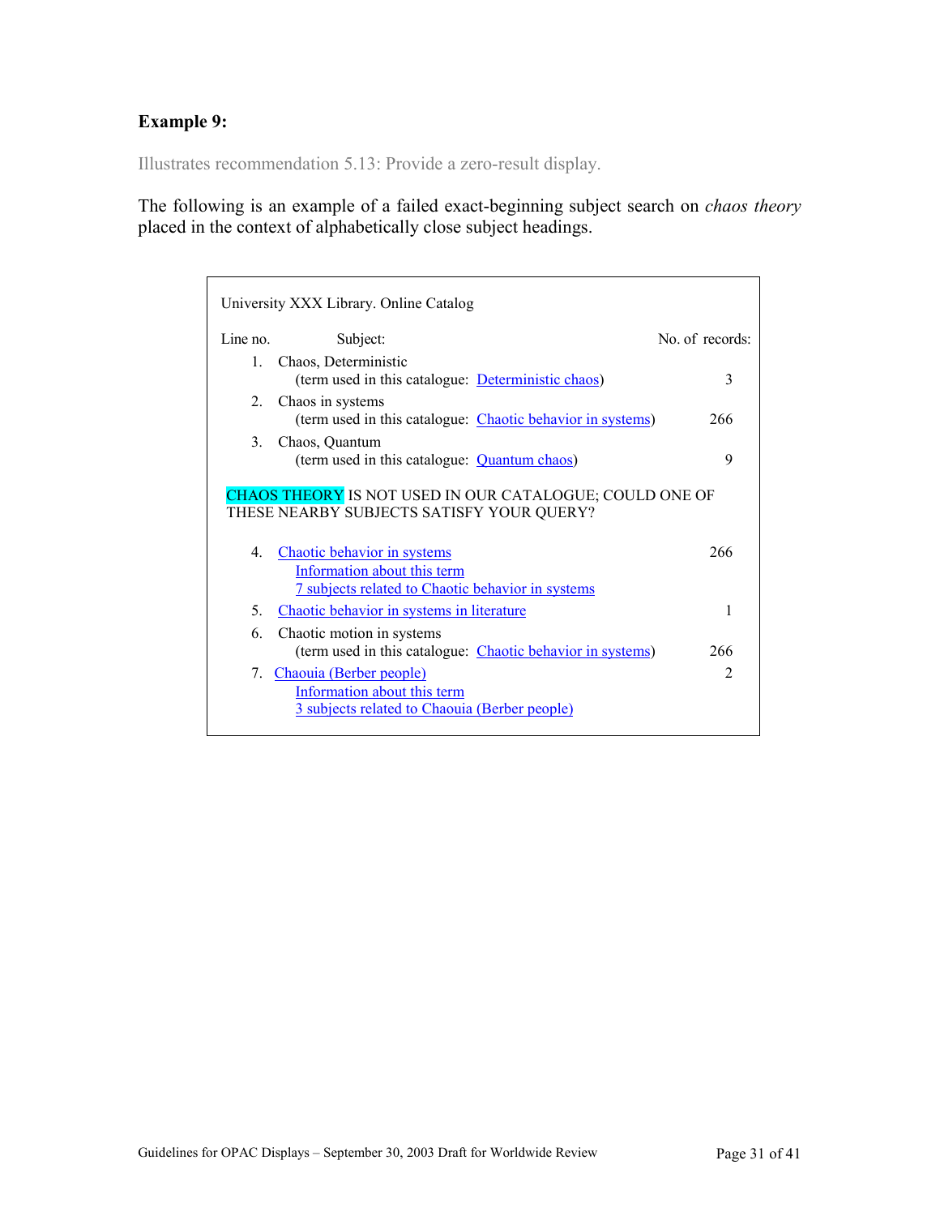**Example 9:**

Illustrates recommendation 5.13: Provide a zero-result display.

The following is an example of a failed exact-beginning subject search on *chaos theory* placed in the context of alphabetically close subject headings.

University XXX Library. Online Catalog

| Line no. | Subject: | No. of records: |
|---|---|---|
| 1. | Chaos, Deterministic<br>(term used in this catalogue: Deterministic chaos) | 3 |
| 2. | Chaos in systems<br>(term used in this catalogue: Chaotic behavior in systems) | 266 |
| 3. | Chaos, Quantum<br>(term used in this catalogue: Quantum chaos) | 9 |

CHAOS THEORY IS NOT USED IN OUR CATALOGUE; COULD ONE OF THESE NEARBY SUBJECTS SATISFY YOUR QUERY?

| Line no. | Subject: | No. of records: |
|---|---|---|
| 4. | Chaotic behavior in systems<br>Information about this term<br>7 subjects related to Chaotic behavior in systems | 266 |
| 5. | Chaotic behavior in systems in literature | 1 |
| 6. | Chaotic motion in systems<br>(term used in this catalogue: Chaotic behavior in systems) | 266 |
| 7. | Chaouia (Berber people)<br>Information about this term<br>3 subjects related to Chaouia (Berber people) | 2 |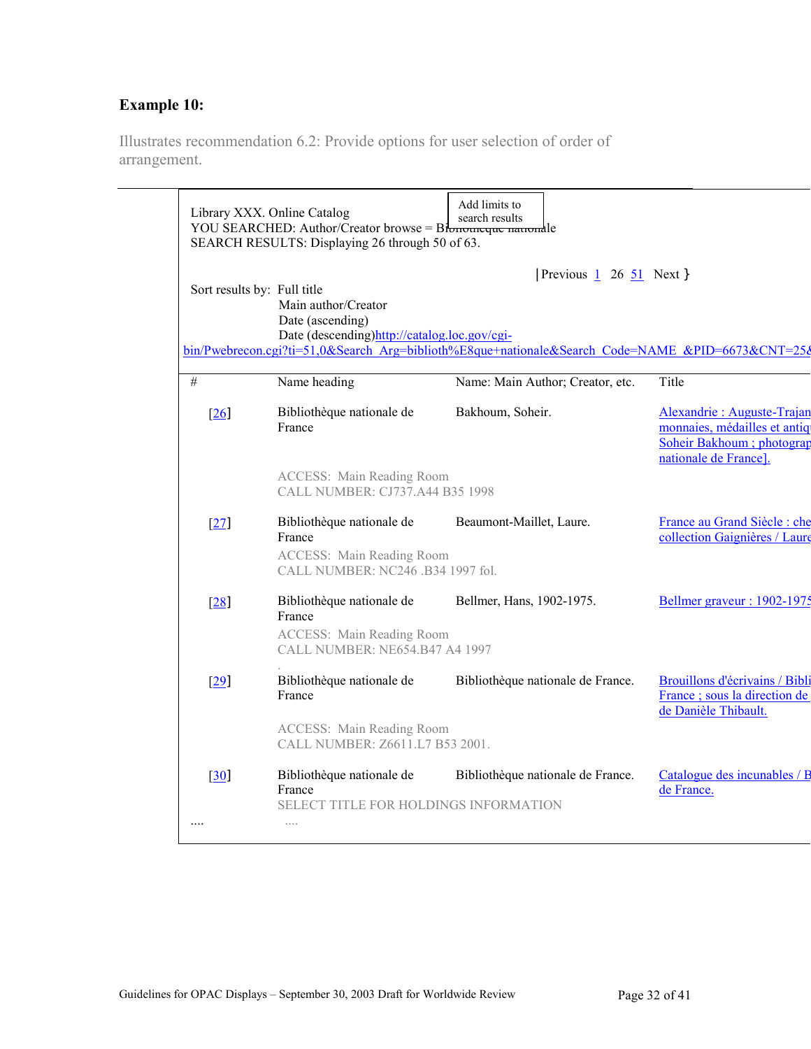**Example 10:**

Illustrates recommendation 6.2: Provide options for user selection of order of arrangement.

---

Add limits to search results

Library XXX. Online Catalog
YOU SEARCHED: Author/Creator browse = Bibliothèque nationale
SEARCH RESULTS: Displaying 26 through 50 of 63.

|Previous 1 26 51 Next }

Sort results by: Full title
Main author/Creator
Date (ascending)
Date (descending)http://catalog.loc.gov/cgi-bin/Pwebrecon.cgi?ti=51,0&Search_Arg=biblioth%E8que+nationale&Search_Code=NAME_&PID=6673&CNT=25&

| # | Name heading | Name: Main Author; Creator, etc. | Title |
|---|---|---|---|
| [26] | Bibliothèque nationale de France<br>ACCESS: Main Reading Room<br>CALL NUMBER: CJ737.A44 B35 1998 | Bakhoum, Soheir. | Alexandrie : Auguste-Trajan monnaies, médailles et antiq Soheir Bakhoum ; photograp nationale de France]. |
| [27] | Bibliothèque nationale de France<br>ACCESS: Main Reading Room<br>CALL NUMBER: NC246 .B34 1997 fol. | Beaumont-Maillet, Laure. | France au Grand Siècle : che collection Gaignières / Laure |
| [28] | Bibliothèque nationale de France<br>ACCESS: Main Reading Room<br>CALL NUMBER: NE654.B47 A4 1997 | Bellmer, Hans, 1902-1975. | Bellmer graveur : 1902-1975 |
| [29] | Bibliothèque nationale de France<br>ACCESS: Main Reading Room<br>CALL NUMBER: Z6611.L7 B53 2001. | Bibliothèque nationale de France. | Brouillons d'écrivains / Bibli France ; sous la direction de de Danièle Thibault. |
| [30] | Bibliothèque nationale de France<br>SELECT TITLE FOR HOLDINGS INFORMATION | Bibliothèque nationale de France. | Catalogue des incunables / B de France. |
| .... | .... | | |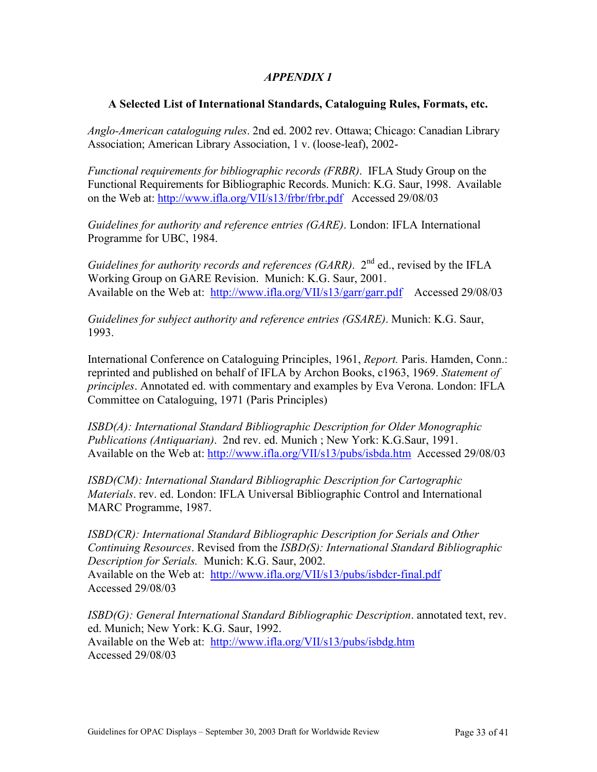## *APPENDIX 1*

### A Selected List of International Standards, Cataloguing Rules, Formats, etc.

*Anglo-American cataloguing rules*. 2nd ed. 2002 rev. Ottawa; Chicago: Canadian Library Association; American Library Association, 1 v. (loose-leaf), 2002-

*Functional requirements for bibliographic records (FRBR)*. IFLA Study Group on the Functional Requirements for Bibliographic Records. Munich: K.G. Saur, 1998. Available on the Web at: http://www.ifla.org/VII/s13/frbr/frbr.pdf Accessed 29/08/03

*Guidelines for authority and reference entries (GARE)*. London: IFLA International Programme for UBC, 1984.

*Guidelines for authority records and references (GARR)*. 2nd ed., revised by the IFLA Working Group on GARE Revision. Munich: K.G. Saur, 2001. Available on the Web at: http://www.ifla.org/VII/s13/garr/garr.pdf Accessed 29/08/03

*Guidelines for subject authority and reference entries (GSARE)*. Munich: K.G. Saur, 1993.

International Conference on Cataloguing Principles, 1961, *Report.* Paris. Hamden, Conn.: reprinted and published on behalf of IFLA by Archon Books, c1963, 1969. *Statement of principles*. Annotated ed. with commentary and examples by Eva Verona. London: IFLA Committee on Cataloguing, 1971 (Paris Principles)

*ISBD(A): International Standard Bibliographic Description for Older Monographic Publications (Antiquarian)*. 2nd rev. ed. Munich ; New York: K.G.Saur, 1991. Available on the Web at: http://www.ifla.org/VII/s13/pubs/isbda.htm Accessed 29/08/03

*ISBD(CM): International Standard Bibliographic Description for Cartographic Materials*. rev. ed. London: IFLA Universal Bibliographic Control and International MARC Programme, 1987.

*ISBD(CR): International Standard Bibliographic Description for Serials and Other Continuing Resources*. Revised from the *ISBD(S): International Standard Bibliographic Description for Serials.* Munich: K.G. Saur, 2002. Available on the Web at: http://www.ifla.org/VII/s13/pubs/isbdcr-final.pdf Accessed 29/08/03

*ISBD(G): General International Standard Bibliographic Description*. annotated text, rev. ed. Munich; New York: K.G. Saur, 1992. Available on the Web at: http://www.ifla.org/VII/s13/pubs/isbdg.htm Accessed 29/08/03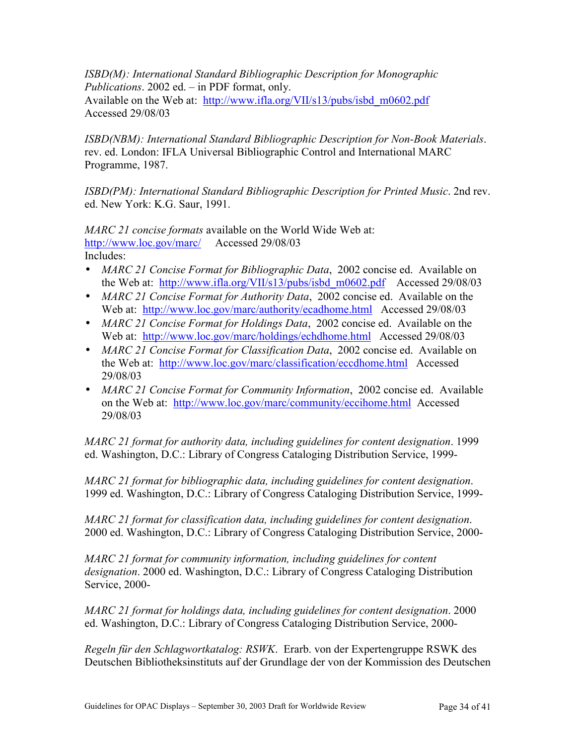*ISBD(M): International Standard Bibliographic Description for Monographic Publications*. 2002 ed. – in PDF format, only.
Available on the Web at: http://www.ifla.org/VII/s13/pubs/isbd_m0602.pdf
Accessed 29/08/03

*ISBD(NBM): International Standard Bibliographic Description for Non-Book Materials*. rev. ed. London: IFLA Universal Bibliographic Control and International MARC Programme, 1987.

*ISBD(PM): International Standard Bibliographic Description for Printed Music*. 2nd rev. ed. New York: K.G. Saur, 1991.

*MARC 21 concise formats* available on the World Wide Web at:
http://www.loc.gov/marc/ Accessed 29/08/03
Includes:

- *MARC 21 Concise Format for Bibliographic Data*, 2002 concise ed. Available on the Web at: http://www.ifla.org/VII/s13/pubs/isbd_m0602.pdf Accessed 29/08/03
- *MARC 21 Concise Format for Authority Data*, 2002 concise ed. Available on the Web at: http://www.loc.gov/marc/authority/ecadhome.html Accessed 29/08/03
- *MARC 21 Concise Format for Holdings Data*, 2002 concise ed. Available on the Web at: http://www.loc.gov/marc/holdings/echdhome.html Accessed 29/08/03
- *MARC 21 Concise Format for Classification Data*, 2002 concise ed. Available on the Web at: http://www.loc.gov/marc/classification/eccdhome.html Accessed 29/08/03
- *MARC 21 Concise Format for Community Information*, 2002 concise ed. Available on the Web at: http://www.loc.gov/marc/community/eccihome.html Accessed 29/08/03

*MARC 21 format for authority data, including guidelines for content designation*. 1999 ed. Washington, D.C.: Library of Congress Cataloging Distribution Service, 1999-

*MARC 21 format for bibliographic data, including guidelines for content designation*. 1999 ed. Washington, D.C.: Library of Congress Cataloging Distribution Service, 1999-

*MARC 21 format for classification data, including guidelines for content designation*. 2000 ed. Washington, D.C.: Library of Congress Cataloging Distribution Service, 2000-

*MARC 21 format for community information, including guidelines for content designation*. 2000 ed. Washington, D.C.: Library of Congress Cataloging Distribution Service, 2000-

*MARC 21 format for holdings data, including guidelines for content designation*. 2000 ed. Washington, D.C.: Library of Congress Cataloging Distribution Service, 2000-

*Regeln für den Schlagwortkatalog: RSWK*. Erarb. von der Expertengruppe RSWK des Deutschen Bibliotheksinstituts auf der Grundlage der von der Kommission des Deutschen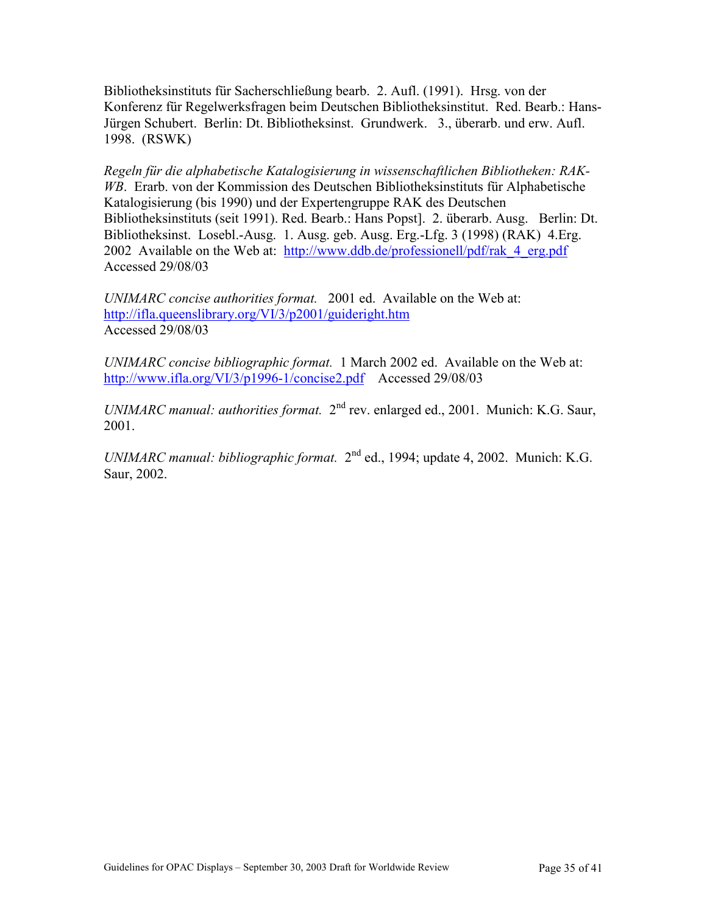Bibliotheksinstituts für Sacherschließung bearb. 2. Aufl. (1991). Hrsg. von der Konferenz für Regelwerksfragen beim Deutschen Bibliotheksinstitut. Red. Bearb.: Hans-Jürgen Schubert. Berlin: Dt. Bibliotheksinst. Grundwerk. 3., überarb. und erw. Aufl. 1998. (RSWK)

*Regeln für die alphabetische Katalogisierung in wissenschaftlichen Bibliotheken: RAK-WB*. Erarb. von der Kommission des Deutschen Bibliotheksinstituts für Alphabetische Katalogisierung (bis 1990) und der Expertengruppe RAK des Deutschen Bibliotheksinstituts (seit 1991). Red. Bearb.: Hans Popst]. 2. überarb. Ausg. Berlin: Dt. Bibliotheksinst. Losebl.-Ausg. 1. Ausg. geb. Ausg. Erg.-Lfg. 3 (1998) (RAK) 4.Erg. 2002 Available on the Web at: http://www.ddb.de/professionell/pdf/rak_4_erg.pdf Accessed 29/08/03

*UNIMARC concise authorities format.* 2001 ed. Available on the Web at: http://ifla.queenslibrary.org/VI/3/p2001/guideright.htm Accessed 29/08/03

*UNIMARC concise bibliographic format.* 1 March 2002 ed. Available on the Web at: http://www.ifla.org/VI/3/p1996-1/concise2.pdf Accessed 29/08/03

*UNIMARC manual: authorities format.* 2nd rev. enlarged ed., 2001. Munich: K.G. Saur, 2001.

*UNIMARC manual: bibliographic format.* 2nd ed., 1994; update 4, 2002. Munich: K.G. Saur, 2002.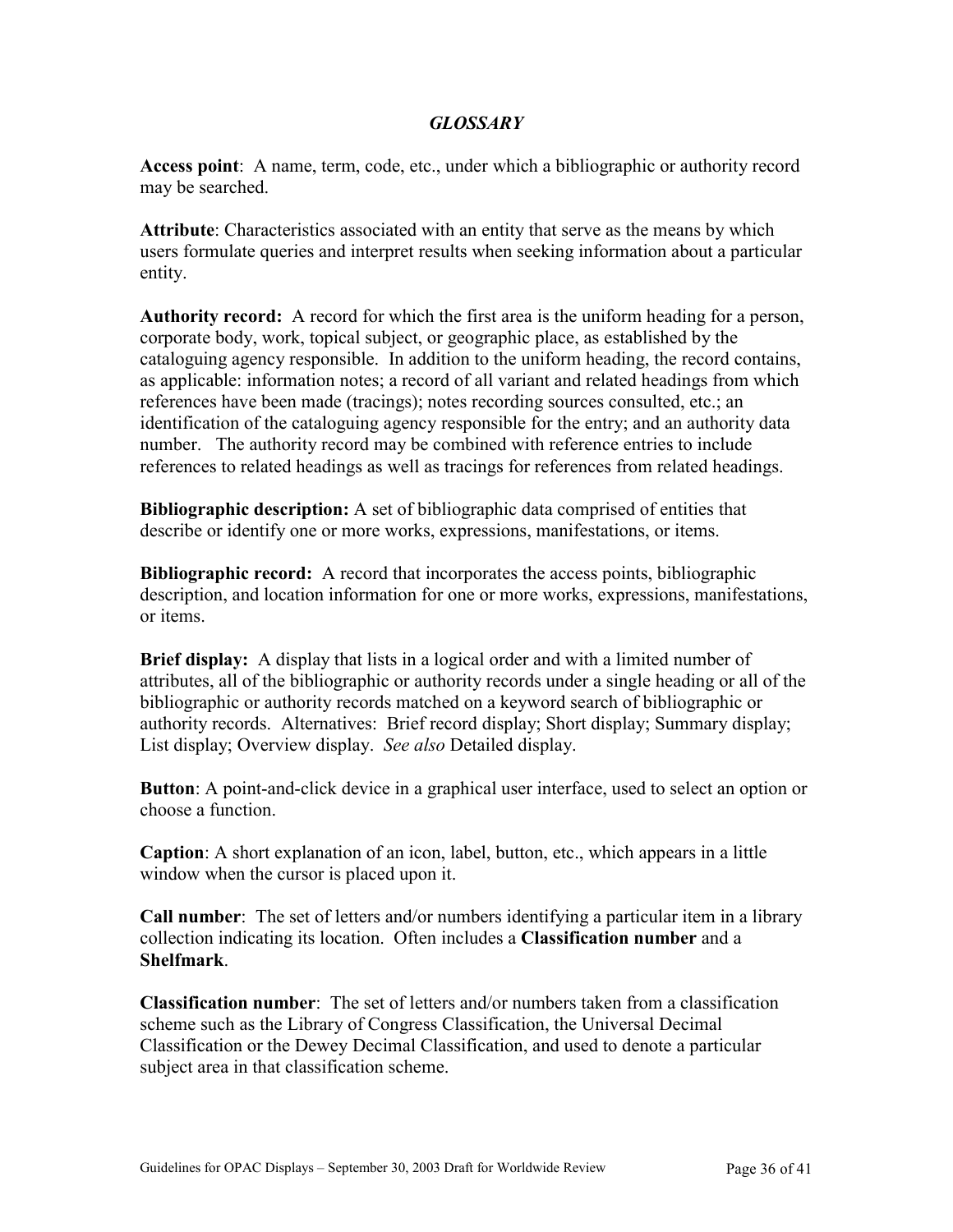## *GLOSSARY*

**Access point**: A name, term, code, etc., under which a bibliographic or authority record may be searched.

**Attribute**: Characteristics associated with an entity that serve as the means by which users formulate queries and interpret results when seeking information about a particular entity.

**Authority record:** A record for which the first area is the uniform heading for a person, corporate body, work, topical subject, or geographic place, as established by the cataloguing agency responsible. In addition to the uniform heading, the record contains, as applicable: information notes; a record of all variant and related headings from which references have been made (tracings); notes recording sources consulted, etc.; an identification of the cataloguing agency responsible for the entry; and an authority data number. The authority record may be combined with reference entries to include references to related headings as well as tracings for references from related headings.

**Bibliographic description:** A set of bibliographic data comprised of entities that describe or identify one or more works, expressions, manifestations, or items.

**Bibliographic record:** A record that incorporates the access points, bibliographic description, and location information for one or more works, expressions, manifestations, or items.

**Brief display:** A display that lists in a logical order and with a limited number of attributes, all of the bibliographic or authority records under a single heading or all of the bibliographic or authority records matched on a keyword search of bibliographic or authority records. Alternatives: Brief record display; Short display; Summary display; List display; Overview display. *See also* Detailed display.

**Button**: A point-and-click device in a graphical user interface, used to select an option or choose a function.

**Caption**: A short explanation of an icon, label, button, etc., which appears in a little window when the cursor is placed upon it.

**Call number**: The set of letters and/or numbers identifying a particular item in a library collection indicating its location. Often includes a **Classification number** and a **Shelfmark**.

**Classification number**: The set of letters and/or numbers taken from a classification scheme such as the Library of Congress Classification, the Universal Decimal Classification or the Dewey Decimal Classification, and used to denote a particular subject area in that classification scheme.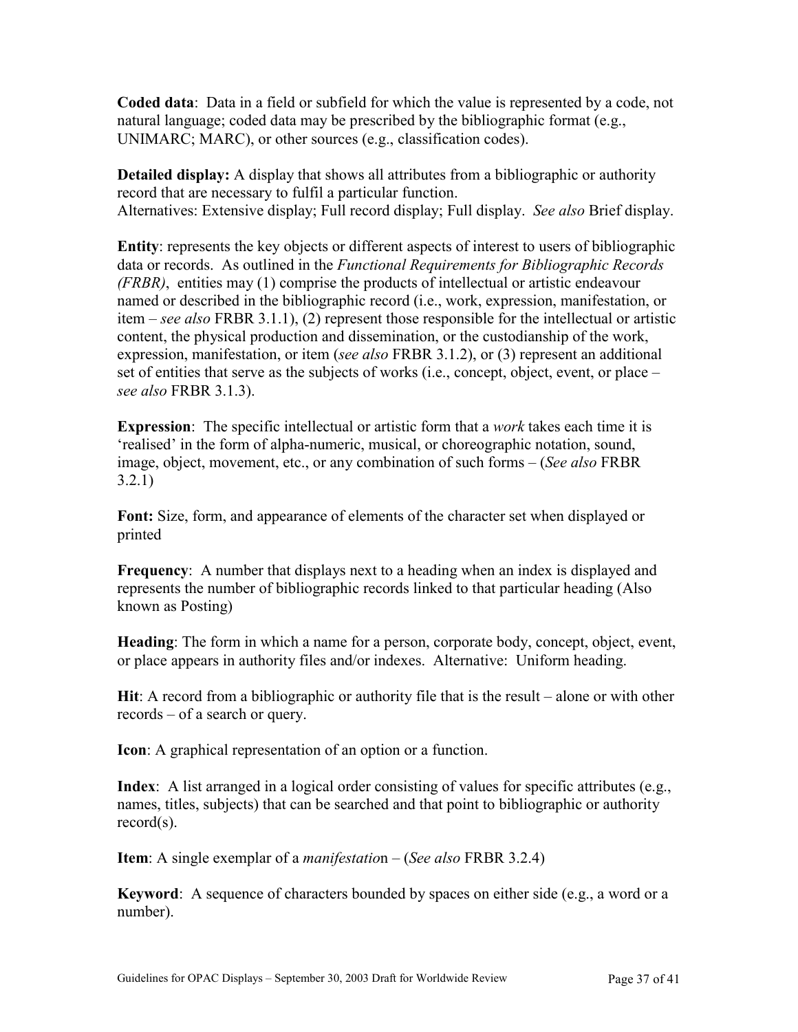**Coded data**: Data in a field or subfield for which the value is represented by a code, not natural language; coded data may be prescribed by the bibliographic format (e.g., UNIMARC; MARC), or other sources (e.g., classification codes).

**Detailed display:** A display that shows all attributes from a bibliographic or authority record that are necessary to fulfil a particular function.
Alternatives: Extensive display; Full record display; Full display. *See also* Brief display.

**Entity**: represents the key objects or different aspects of interest to users of bibliographic data or records. As outlined in the *Functional Requirements for Bibliographic Records (FRBR)*, entities may (1) comprise the products of intellectual or artistic endeavour named or described in the bibliographic record (i.e., work, expression, manifestation, or item – *see also* FRBR 3.1.1), (2) represent those responsible for the intellectual or artistic content, the physical production and dissemination, or the custodianship of the work, expression, manifestation, or item (*see also* FRBR 3.1.2), or (3) represent an additional set of entities that serve as the subjects of works (i.e., concept, object, event, or place – *see also* FRBR 3.1.3).

**Expression**: The specific intellectual or artistic form that a *work* takes each time it is 'realised' in the form of alpha-numeric, musical, or choreographic notation, sound, image, object, movement, etc., or any combination of such forms – (*See also* FRBR 3.2.1)

**Font:** Size, form, and appearance of elements of the character set when displayed or printed

**Frequency**: A number that displays next to a heading when an index is displayed and represents the number of bibliographic records linked to that particular heading (Also known as Posting)

**Heading**: The form in which a name for a person, corporate body, concept, object, event, or place appears in authority files and/or indexes. Alternative: Uniform heading.

**Hit**: A record from a bibliographic or authority file that is the result – alone or with other records – of a search or query.

**Icon**: A graphical representation of an option or a function.

**Index**: A list arranged in a logical order consisting of values for specific attributes (e.g., names, titles, subjects) that can be searched and that point to bibliographic or authority record(s).

**Item**: A single exemplar of a *manifestation* – (*See also* FRBR 3.2.4)

**Keyword**: A sequence of characters bounded by spaces on either side (e.g., a word or a number).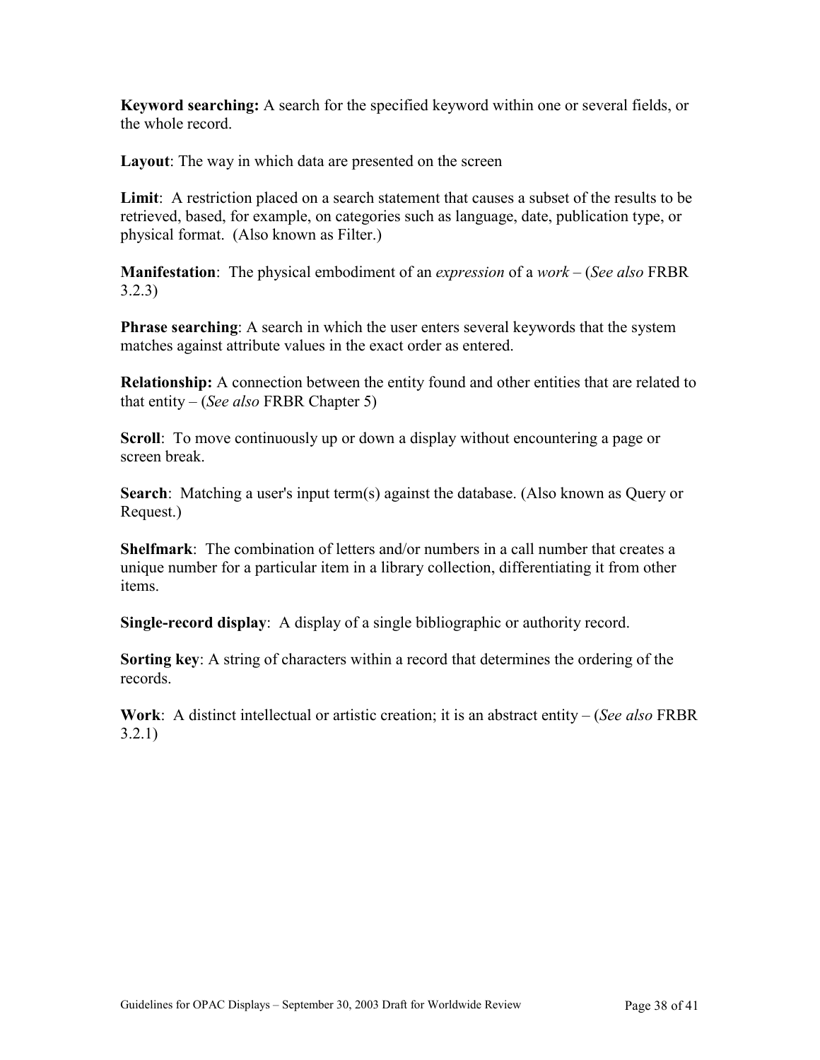**Keyword searching:** A search for the specified keyword within one or several fields, or the whole record.

**Layout**: The way in which data are presented on the screen

**Limit**: A restriction placed on a search statement that causes a subset of the results to be retrieved, based, for example, on categories such as language, date, publication type, or physical format. (Also known as Filter.)

**Manifestation**: The physical embodiment of an *expression* of a *work* – (*See also* FRBR 3.2.3)

**Phrase searching**: A search in which the user enters several keywords that the system matches against attribute values in the exact order as entered.

**Relationship:** A connection between the entity found and other entities that are related to that entity – (*See also* FRBR Chapter 5)

**Scroll**: To move continuously up or down a display without encountering a page or screen break.

**Search**: Matching a user's input term(s) against the database. (Also known as Query or Request.)

**Shelfmark**: The combination of letters and/or numbers in a call number that creates a unique number for a particular item in a library collection, differentiating it from other items.

**Single-record display**: A display of a single bibliographic or authority record.

**Sorting key**: A string of characters within a record that determines the ordering of the records.

**Work**: A distinct intellectual or artistic creation; it is an abstract entity – (*See also* FRBR 3.2.1)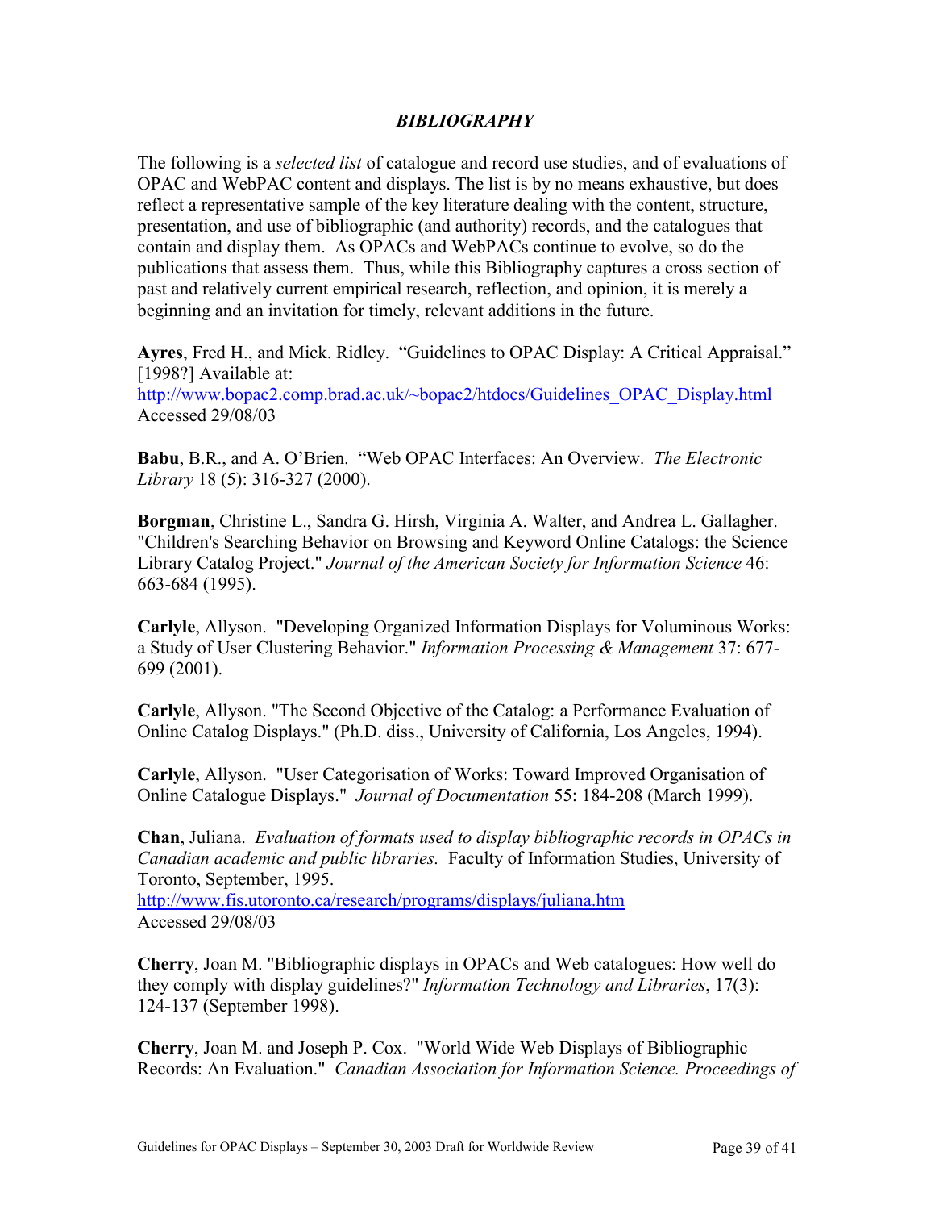## *BIBLIOGRAPHY*

The following is a *selected list* of catalogue and record use studies, and of evaluations of OPAC and WebPAC content and displays. The list is by no means exhaustive, but does reflect a representative sample of the key literature dealing with the content, structure, presentation, and use of bibliographic (and authority) records, and the catalogues that contain and display them. As OPACs and WebPACs continue to evolve, so do the publications that assess them. Thus, while this Bibliography captures a cross section of past and relatively current empirical research, reflection, and opinion, it is merely a beginning and an invitation for timely, relevant additions in the future.

**Ayres**, Fred H., and Mick. Ridley. "Guidelines to OPAC Display: A Critical Appraisal." [1998?] Available at: http://www.bopac2.comp.brad.ac.uk/~bopac2/htdocs/Guidelines_OPAC_Display.html Accessed 29/08/03

**Babu**, B.R., and A. O'Brien. "Web OPAC Interfaces: An Overview. *The Electronic Library* 18 (5): 316-327 (2000).

**Borgman**, Christine L., Sandra G. Hirsh, Virginia A. Walter, and Andrea L. Gallagher. "Children's Searching Behavior on Browsing and Keyword Online Catalogs: the Science Library Catalog Project." *Journal of the American Society for Information Science* 46: 663-684 (1995).

**Carlyle**, Allyson. "Developing Organized Information Displays for Voluminous Works: a Study of User Clustering Behavior." *Information Processing & Management* 37: 677-699 (2001).

**Carlyle**, Allyson. "The Second Objective of the Catalog: a Performance Evaluation of Online Catalog Displays." (Ph.D. diss., University of California, Los Angeles, 1994).

**Carlyle**, Allyson. "User Categorisation of Works: Toward Improved Organisation of Online Catalogue Displays." *Journal of Documentation* 55: 184-208 (March 1999).

**Chan**, Juliana. *Evaluation of formats used to display bibliographic records in OPACs in Canadian academic and public libraries.* Faculty of Information Studies, University of Toronto, September, 1995. http://www.fis.utoronto.ca/research/programs/displays/juliana.htm Accessed 29/08/03

**Cherry**, Joan M. "Bibliographic displays in OPACs and Web catalogues: How well do they comply with display guidelines?" *Information Technology and Libraries*, 17(3): 124-137 (September 1998).

**Cherry**, Joan M. and Joseph P. Cox. "World Wide Web Displays of Bibliographic Records: An Evaluation." *Canadian Association for Information Science. Proceedings of*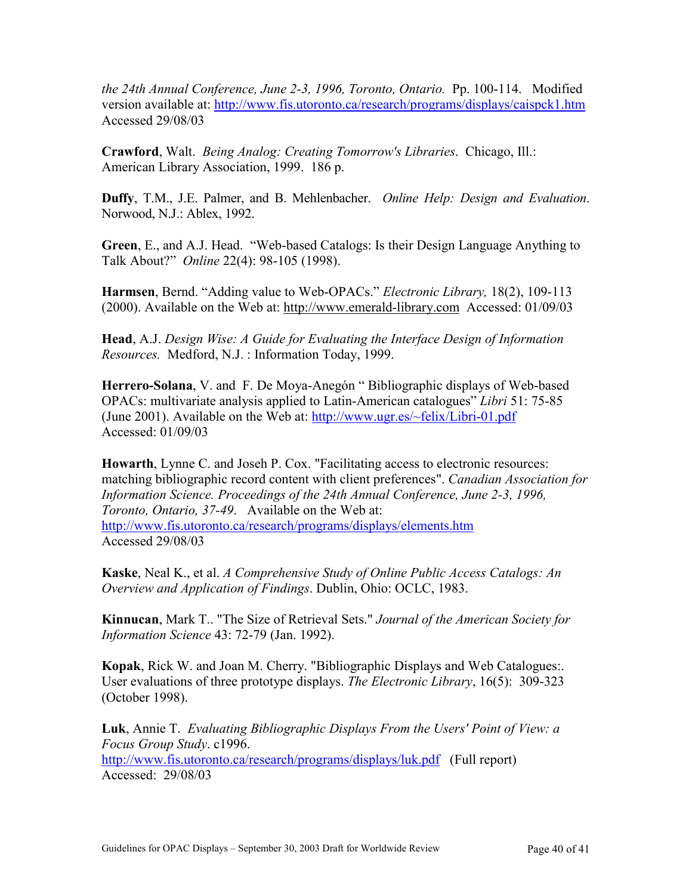*the 24th Annual Conference, June 2-3, 1996, Toronto, Ontario.* Pp. 100-114. Modified version available at: http://www.fis.utoronto.ca/research/programs/displays/caispck1.htm Accessed 29/08/03

**Crawford**, Walt. *Being Analog: Creating Tomorrow's Libraries*. Chicago, Ill.: American Library Association, 1999. 186 p.

**Duffy**, T.M., J.E. Palmer, and B. Mehlenbacher. *Online Help: Design and Evaluation*. Norwood, N.J.: Ablex, 1992.

**Green**, E., and A.J. Head. "Web-based Catalogs: Is their Design Language Anything to Talk About?" *Online* 22(4): 98-105 (1998).

**Harmsen**, Bernd. "Adding value to Web-OPACs." *Electronic Library,* 18(2), 109-113 (2000). Available on the Web at: http://www.emerald-library.com Accessed: 01/09/03

**Head**, A.J. *Design Wise: A Guide for Evaluating the Interface Design of Information Resources.* Medford, N.J. : Information Today, 1999.

**Herrero-Solana**, V. and F. De Moya-Anegón " Bibliographic displays of Web-based OPACs: multivariate analysis applied to Latin-American catalogues" *Libri* 51: 75-85 (June 2001). Available on the Web at: http://www.ugr.es/~felix/Libri-01.pdf Accessed: 01/09/03

**Howarth**, Lynne C. and Joseh P. Cox. "Facilitating access to electronic resources: matching bibliographic record content with client preferences". *Canadian Association for Information Science. Proceedings of the 24th Annual Conference, June 2-3, 1996, Toronto, Ontario, 37-49*. Available on the Web at: http://www.fis.utoronto.ca/research/programs/displays/elements.htm Accessed 29/08/03

**Kaske**, Neal K., et al. *A Comprehensive Study of Online Public Access Catalogs: An Overview and Application of Findings*. Dublin, Ohio: OCLC, 1983.

**Kinnucan**, Mark T.. "The Size of Retrieval Sets." *Journal of the American Society for Information Science* 43: 72-79 (Jan. 1992).

**Kopak**, Rick W. and Joan M. Cherry. "Bibliographic Displays and Web Catalogues:. User evaluations of three prototype displays. *The Electronic Library*, 16(5): 309-323 (October 1998).

**Luk**, Annie T. *Evaluating Bibliographic Displays From the Users' Point of View: a Focus Group Study*. c1996. http://www.fis.utoronto.ca/research/programs/displays/luk.pdf (Full report) Accessed: 29/08/03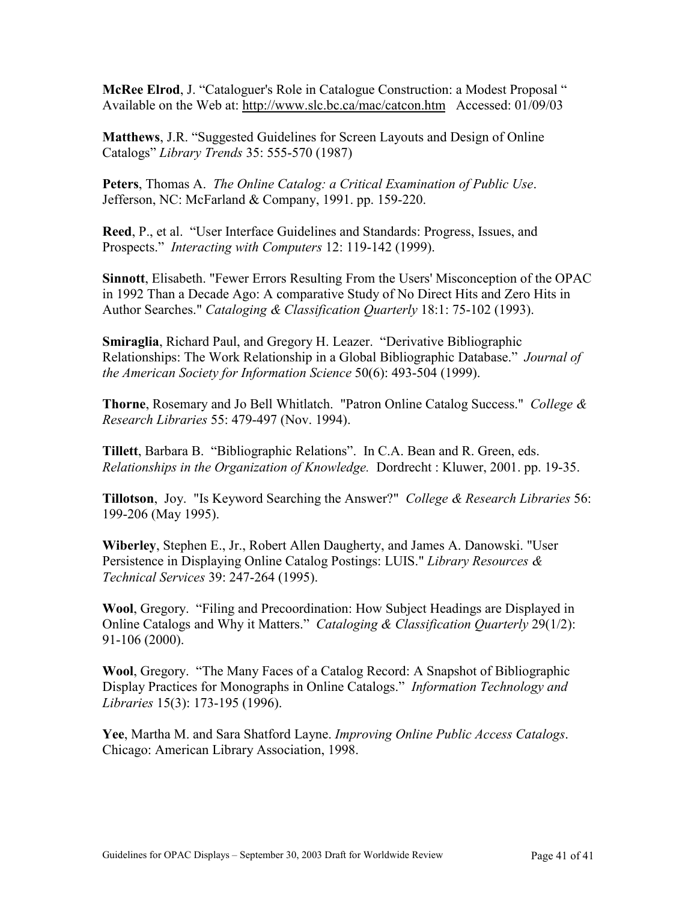**McRee Elrod**, J. "Cataloguer's Role in Catalogue Construction: a Modest Proposal " Available on the Web at: http://www.slc.bc.ca/mac/catcon.htm Accessed: 01/09/03

**Matthews**, J.R. "Suggested Guidelines for Screen Layouts and Design of Online Catalogs" *Library Trends* 35: 555-570 (1987)

**Peters**, Thomas A. *The Online Catalog: a Critical Examination of Public Use*. Jefferson, NC: McFarland & Company, 1991. pp. 159-220.

**Reed**, P., et al. "User Interface Guidelines and Standards: Progress, Issues, and Prospects." *Interacting with Computers* 12: 119-142 (1999).

**Sinnott**, Elisabeth. "Fewer Errors Resulting From the Users' Misconception of the OPAC in 1992 Than a Decade Ago: A comparative Study of No Direct Hits and Zero Hits in Author Searches." *Cataloging & Classification Quarterly* 18:1: 75-102 (1993).

**Smiraglia**, Richard Paul, and Gregory H. Leazer. "Derivative Bibliographic Relationships: The Work Relationship in a Global Bibliographic Database." *Journal of the American Society for Information Science* 50(6): 493-504 (1999).

**Thorne**, Rosemary and Jo Bell Whitlatch. "Patron Online Catalog Success." *College & Research Libraries* 55: 479-497 (Nov. 1994).

**Tillett**, Barbara B. "Bibliographic Relations". In C.A. Bean and R. Green, eds. *Relationships in the Organization of Knowledge.* Dordrecht : Kluwer, 2001. pp. 19-35.

**Tillotson**, Joy. "Is Keyword Searching the Answer?" *College & Research Libraries* 56: 199-206 (May 1995).

**Wiberley**, Stephen E., Jr., Robert Allen Daugherty, and James A. Danowski. "User Persistence in Displaying Online Catalog Postings: LUIS." *Library Resources & Technical Services* 39: 247-264 (1995).

**Wool**, Gregory. "Filing and Precoordination: How Subject Headings are Displayed in Online Catalogs and Why it Matters." *Cataloging & Classification Quarterly* 29(1/2): 91-106 (2000).

**Wool**, Gregory. "The Many Faces of a Catalog Record: A Snapshot of Bibliographic Display Practices for Monographs in Online Catalogs." *Information Technology and Libraries* 15(3): 173-195 (1996).

**Yee**, Martha M. and Sara Shatford Layne. *Improving Online Public Access Catalogs*. Chicago: American Library Association, 1998.